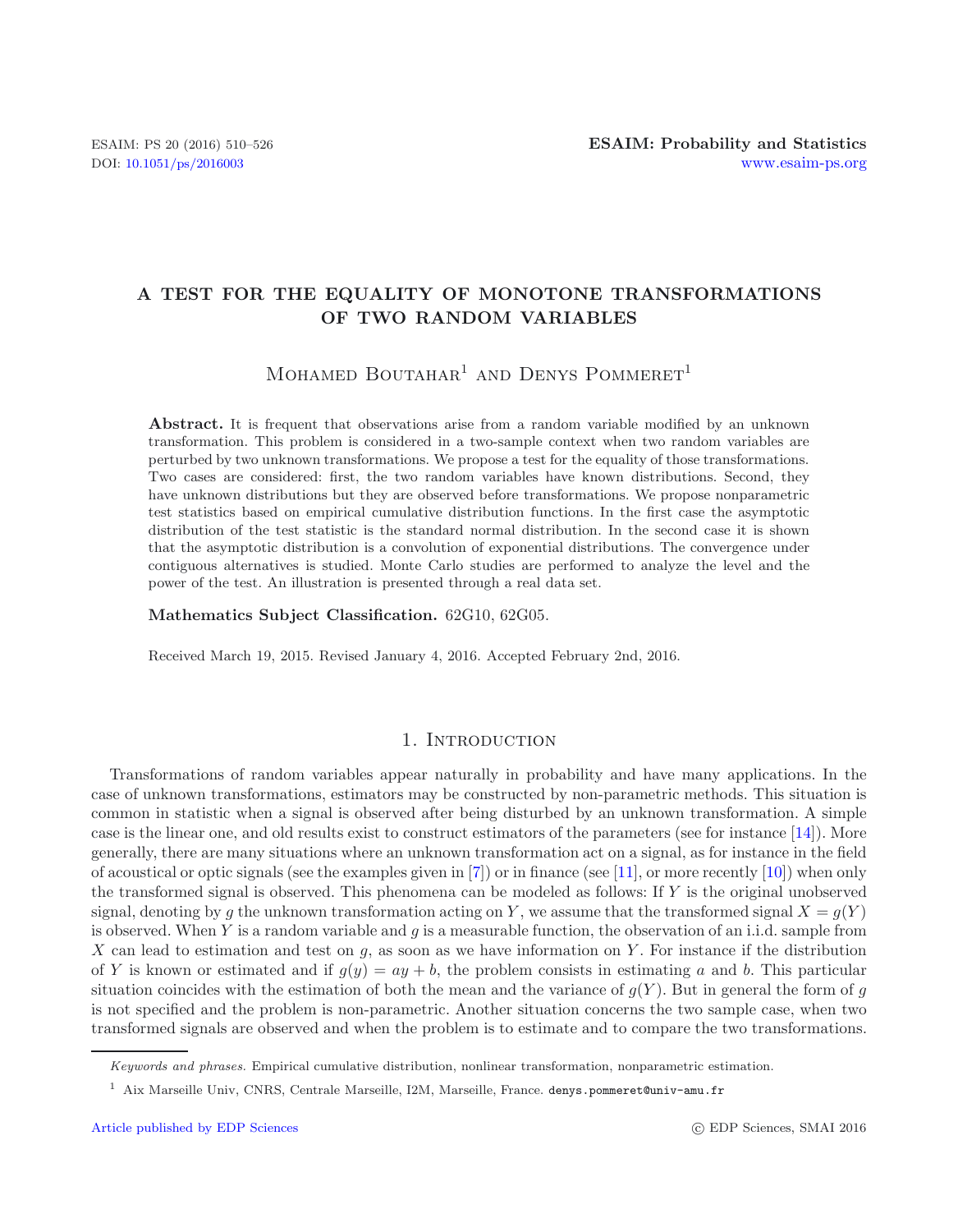# A TEST FOR THE EQUALITY OF MONOTONE TRANSFORMATIONS OF TWO RANDOM VARIABLES

Mohamed Boutahar[1] and Denys Pommeret[1]

**Abstract.** It is frequent that observations arise from a random variable modified by an unknown transformation. This problem is considered in a two-sample context when two random variables are perturbed by two unknown transformations. We propose a test for the equality of those transformations. Two cases are considered: first, the two random variables have known distributions. Second, they have unknown distributions but they are observed before transformations. We propose nonparametric test statistics based on empirical cumulative distribution functions. In the first case the asymptotic distribution of the test statistic is the standard normal distribution. In the second case it is shown that the asymptotic distribution is a convolution of exponential distributions. The convergence under contiguous alternatives is studied. Monte Carlo studies are performed to analyze the level and the power of the test. An illustration is presented through a real data set.

**Mathematics Subject Classification.** 62G10, 62G05.

Received March 19, 2015. Revised January 4, 2016. Accepted February 2nd, 2016.

## 1. Introduction

Transformations of random variables appear naturally in probability and have many applications. In the case of unknown transformations, estimators may be constructed by non-parametric methods. This situation is common in statistic when a signal is observed after being disturbed by an unknown transformation. A simple case is the linear one, and old results exist to construct estimators of the parameters (see for instance [14]). More generally, there are many situations where an unknown transformation act on a signal, as for instance in the field of acoustical or optic signals (see the examples given in [7]) or in finance (see [11], or more recently [10]) when only the transformed signal is observed. This phenomena can be modeled as follows: If $Y$ is the original unobserved signal, denoting by $g$ the unknown transformation acting on $Y$, we assume that the transformed signal $X = g(Y)$ is observed. When $Y$ is a random variable and $g$ is a measurable function, the observation of an i.i.d. sample from $X$ can lead to estimation and test on $g$, as soon as we have information on $Y$. For instance if the distribution of $Y$ is known or estimated and if $g(y) = ay + b$, the problem consists in estimating $a$ and $b$. This particular situation coincides with the estimation of both the mean and the variance of $g(Y)$. But in general the form of $g$ is not specified and the problem is non-parametric. Another situation concerns the two sample case, when two transformed signals are observed and when the problem is to estimate and to compare the two transformations.

*Keywords and phrases.* Empirical cumulative distribution, nonlinear transformation, nonparametric estimation.

[1] Aix Marseille Univ, CNRS, Centrale Marseille, I2M, Marseille, France. denys.pommeret@univ-amu.fr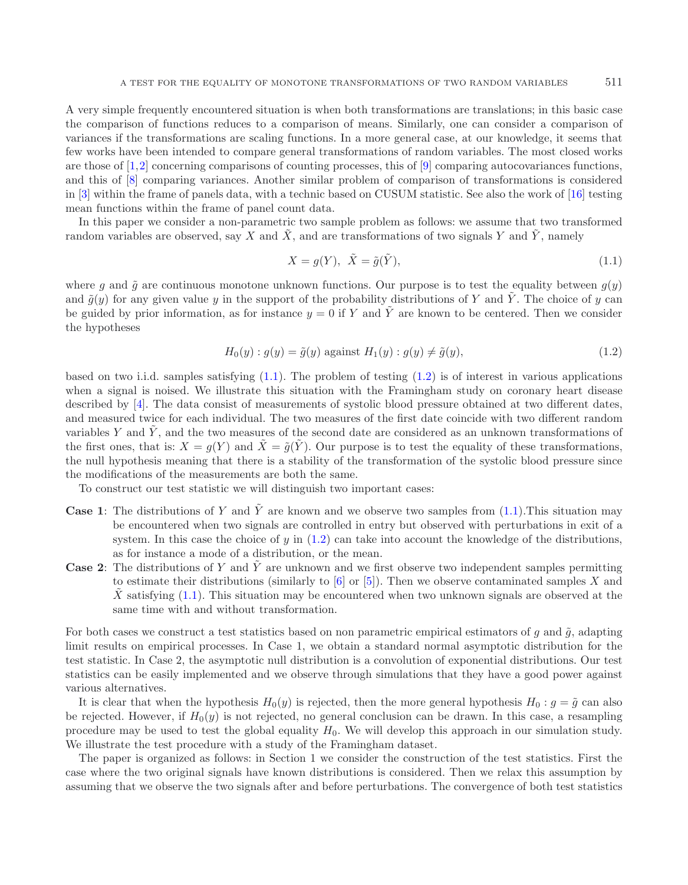A very simple frequently encountered situation is when both transformations are translations; in this basic case the comparison of functions reduces to a comparison of means. Similarly, one can consider a comparison of variances if the transformations are scaling functions. In a more general case, at our knowledge, it seems that few works have been intended to compare general transformations of random variables. The most closed works are those of [1,2] concerning comparisons of counting processes, this of [9] comparing autocovariances functions, and this of [8] comparing variances. Another similar problem of comparison of transformations is considered in [3] within the frame of panels data, with a technic based on CUSUM statistic. See also the work of [16] testing mean functions within the frame of panel count data.

In this paper we consider a non-parametric two sample problem as follows: we assume that two transformed random variables are observed, say $X$ and $\tilde{X}$, and are transformations of two signals $Y$ and $\tilde{Y}$, namely

$$X = g(Y), \;\; \tilde{X} = \tilde{g}(\tilde{Y}), \tag{1.1}$$

where $g$ and $\tilde{g}$ are continuous monotone unknown functions. Our purpose is to test the equality between $g(y)$ and $\tilde{g}(y)$ for any given value $y$ in the support of the probability distributions of $Y$ and $\tilde{Y}$. The choice of $y$ can be guided by prior information, as for instance $y = 0$ if $Y$ and $\tilde{Y}$ are known to be centered. Then we consider the hypotheses

$$H_0(y) : g(y) = \tilde{g}(y) \text{ against } H_1(y) : g(y) \neq \tilde{g}(y), \tag{1.2}$$

based on two i.i.d. samples satisfying (1.1). The problem of testing (1.2) is of interest in various applications when a signal is noised. We illustrate this situation with the Framingham study on coronary heart disease described by [4]. The data consist of measurements of systolic blood pressure obtained at two different dates, and measured twice for each individual. The two measures of the first date coincide with two different random variables $Y$ and $\tilde{Y}$, and the two measures of the second date are considered as an unknown transformations of the first ones, that is: $X = g(Y)$ and $\tilde{X} = \tilde{g}(\tilde{Y})$. Our purpose is to test the equality of these transformations, the null hypothesis meaning that there is a stability of the transformation of the systolic blood pressure since the modifications of the measurements are both the same.

To construct our test statistic we will distinguish two important cases:

- **Case 1**: The distributions of $Y$ and $\tilde{Y}$ are known and we observe two samples from (1.1).This situation may be encountered when two signals are controlled in entry but observed with perturbations in exit of a system. In this case the choice of $y$ in (1.2) can take into account the knowledge of the distributions, as for instance a mode of a distribution, or the mean.
- **Case 2**: The distributions of $Y$ and $\tilde{Y}$ are unknown and we first observe two independent samples permitting to estimate their distributions (similarly to [6] or [5]). Then we observe contaminated samples $X$ and $\tilde{X}$ satisfying (1.1). This situation may be encountered when two unknown signals are observed at the same time with and without transformation.

For both cases we construct a test statistics based on non parametric empirical estimators of $g$ and $\tilde{g}$, adapting limit results on empirical processes. In Case 1, we obtain a standard normal asymptotic distribution for the test statistic. In Case 2, the asymptotic null distribution is a convolution of exponential distributions. Our test statistics can be easily implemented and we observe through simulations that they have a good power against various alternatives.

It is clear that when the hypothesis $H_0(y)$ is rejected, then the more general hypothesis $H_0 : g = \tilde{g}$ can also be rejected. However, if $H_0(y)$ is not rejected, no general conclusion can be drawn. In this case, a resampling procedure may be used to test the global equality $H_0$. We will develop this approach in our simulation study. We illustrate the test procedure with a study of the Framingham dataset.

The paper is organized as follows: in Section 1 we consider the construction of the test statistics. First the case where the two original signals have known distributions is considered. Then we relax this assumption by assuming that we observe the two signals after and before perturbations. The convergence of both test statistics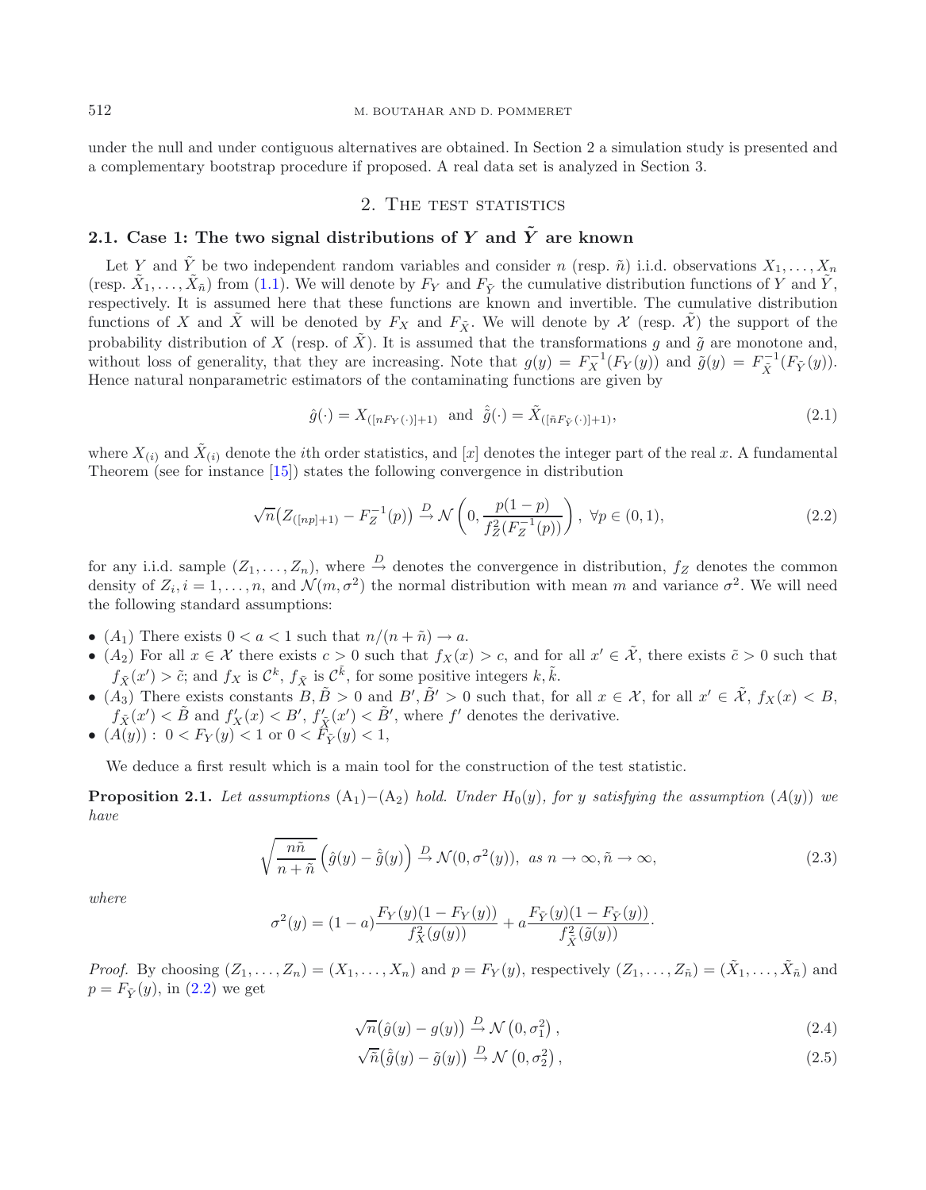under the null and under contiguous alternatives are obtained. In Section 2 a simulation study is presented and a complementary bootstrap procedure if proposed. A real data set is analyzed in Section 3.

## 2. The test statistics

### 2.1. Case 1: The two signal distributions of $Y$ and $\tilde{Y}$ are known

Let $Y$ and $\tilde{Y}$ be two independent random variables and consider $n$ (resp. $\tilde{n}$) i.i.d. observations $X_1, \ldots, X_n$ (resp. $\tilde{X}_1, \ldots, \tilde{X}_{\tilde{n}}$) from (1.1). We will denote by $F_Y$ and $F_{\tilde{Y}}$ the cumulative distribution functions of $Y$ and $\tilde{Y}$, respectively. It is assumed here that these functions are known and invertible. The cumulative distribution functions of $X$ and $\tilde{X}$ will be denoted by $F_X$ and $F_{\tilde{X}}$. We will denote by $\mathcal{X}$ (resp. $\tilde{\mathcal{X}}$) the support of the probability distribution of $X$ (resp. of $\tilde{X}$). It is assumed that the transformations $g$ and $\tilde{g}$ are monotone and, without loss of generality, that they are increasing. Note that $g(y) = F_X^{-1}(F_Y(y))$ and $\tilde{g}(y) = F_{\tilde{X}}^{-1}(F_{\tilde{Y}}(y))$. Hence natural nonparametric estimators of the contaminating functions are given by

$$\hat{g}(\cdot) = X_{([nF_Y(\cdot)]+1)} \ \text{ and } \ \hat{\tilde{g}}(\cdot) = \tilde{X}_{([\tilde{n}F_{\tilde{Y}}(\cdot)]+1)}, \tag{2.1}$$

where $X_{(i)}$ and $\tilde{X}_{(i)}$ denote the $i$th order statistics, and $[x]$ denotes the integer part of the real $x$. A fundamental Theorem (see for instance [15]) states the following convergence in distribution

$$\sqrt{n}\big(Z_{([np]+1)} - F_Z^{-1}(p)\big) \xrightarrow{D} \mathcal{N}\left(0, \frac{p(1-p)}{f_Z^2(F_Z^{-1}(p))}\right), \ \forall p \in (0,1), \tag{2.2}$$

for any i.i.d. sample $(Z_1, \ldots, Z_n)$, where $\xrightarrow{D}$ denotes the convergence in distribution, $f_Z$ denotes the common density of $Z_i, i = 1, \ldots, n$, and $\mathcal{N}(m, \sigma^2)$ the normal distribution with mean $m$ and variance $\sigma^2$. We will need the following standard assumptions:

- $(A_1)$ There exists $0 < a < 1$ such that $n/(n+\tilde{n}) \to a$.
- $(A_2)$ For all $x \in \mathcal{X}$ there exists $c > 0$ such that $f_X(x) > c$, and for all $x' \in \tilde{\mathcal{X}}$, there exists $\tilde{c} > 0$ such that $f_{\tilde{X}}(x') > \tilde{c}$; and $f_X$ is $\mathcal{C}^k$, $f_{\tilde{X}}$ is $\mathcal{C}^{\tilde{k}}$, for some positive integers $k, \tilde{k}$.
- $(A_3)$ There exists constants $B, \tilde{B} > 0$ and $B', \tilde{B}' > 0$ such that, for all $x \in \mathcal{X}$, for all $x' \in \tilde{\mathcal{X}}$, $f_X(x) < B$, $f_{\tilde{X}}(x') < \tilde{B}$ and $f'_X(x) < B'$, $f'_{\tilde{X}}(x') < \tilde{B}'$, where $f'$ denotes the derivative.
- $(A(y))$ : $0 < F_Y(y) < 1$ or $0 < F_{\tilde{Y}}(y) < 1$,

We deduce a first result which is a main tool for the construction of the test statistic.

**Proposition 2.1.** *Let assumptions* $(A_1)-(A_2)$ *hold. Under* $H_0(y)$, *for* $y$ *satisfying the assumption* $(A(y))$ *we have*

$$\sqrt{\frac{n\tilde{n}}{n+\tilde{n}}}\left(\hat{g}(y) - \hat{\tilde{g}}(y)\right) \xrightarrow{D} \mathcal{N}(0, \sigma^2(y)), \ \text{ as } n \to \infty, \tilde{n} \to \infty, \tag{2.3}$$

*where*

$$\sigma^2(y) = (1-a)\frac{F_Y(y)(1-F_Y(y))}{f_X^2(g(y))} + a\frac{F_{\tilde{Y}}(y)(1-F_{\tilde{Y}}(y))}{f_{\tilde{X}}^2(\tilde{g}(y))}.$$

*Proof.* By choosing $(Z_1, \ldots, Z_n) = (X_1, \ldots, X_n)$ and $p = F_Y(y)$, respectively $(Z_1, \ldots, Z_{\tilde{n}}) = (\tilde{X}_1, \ldots, \tilde{X}_{\tilde{n}})$ and $p = F_{\tilde{Y}}(y)$, in (2.2) we get

$$\sqrt{n}\big(\hat{g}(y) - g(y)\big) \xrightarrow{D} \mathcal{N}\left(0, \sigma_1^2\right), \tag{2.4}$$

$$\sqrt{\tilde{n}}\big(\hat{\tilde{g}}(y) - \tilde{g}(y)\big) \xrightarrow{D} \mathcal{N}\left(0, \sigma_2^2\right), \tag{2.5}$$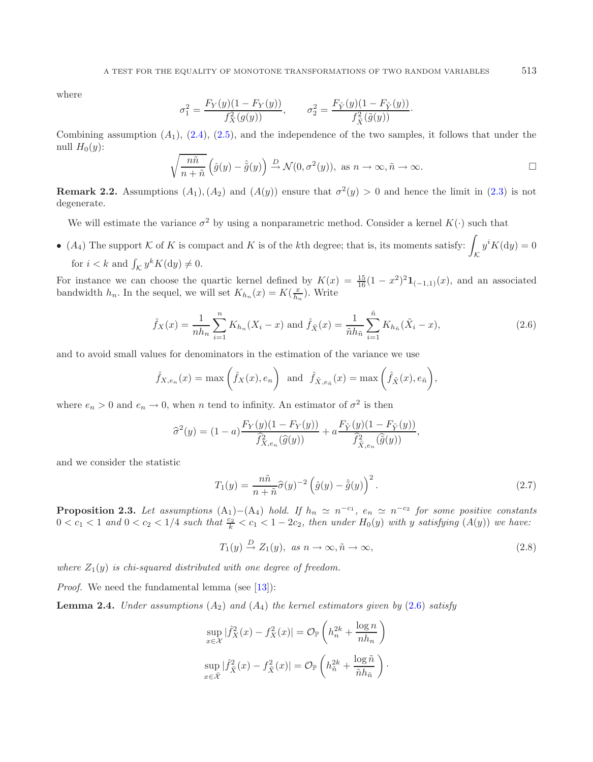where

$$\sigma_1^2 = \frac{F_Y(y)(1-F_Y(y))}{f_X^2(g(y))}, \qquad \sigma_2^2 = \frac{F_{\tilde{Y}}(y)(1-F_{\tilde{Y}}(y))}{f_{\tilde{X}}^2(\tilde{g}(y))}\cdot$$

Combining assumption $(A_1)$, (2.4), (2.5), and the independence of the two samples, it follows that under the null $H_0(y)$:

$$\sqrt{\frac{n\tilde{n}}{n+\tilde{n}}}\left(\hat{g}(y) - \hat{\tilde{g}}(y)\right) \xrightarrow{D} \mathcal{N}(0, \sigma^2(y)), \text{ as } n \to \infty, \tilde{n} \to \infty. \qquad \square$$

**Remark 2.2.** Assumptions $(A_1), (A_2)$ and $(A(y))$ ensure that $\sigma^2(y) > 0$ and hence the limit in (2.3) is not degenerate.

We will estimate the variance $\sigma^2$ by using a nonparametric method. Consider a kernel $K(\cdot)$ such that

- $(A_4)$ The support $\mathcal{K}$ of $K$ is compact and $K$ is of the $k$th degree; that is, its moments satisfy: $\int_{\mathcal{K}} y^i K(\mathrm{d}y) = 0$ for $i < k$ and $\int_{\mathcal{K}} y^k K(\mathrm{d}y) \neq 0$.

For instance we can choose the quartic kernel defined by $K(x) = \frac{15}{16}(1-x^2)^2 \mathbf{1}_{(-1,1)}(x)$, and an associated bandwidth $h_n$. In the sequel, we will set $K_{h_n}(x) = K(\frac{x}{h_n})$. Write

$$\hat{f}_X(x) = \frac{1}{nh_n}\sum_{i=1}^{n} K_{h_n}(X_i - x) \text{ and } \hat{f}_{\tilde{X}}(x) = \frac{1}{\tilde{n}h_{\tilde{n}}}\sum_{i=1}^{\tilde{n}} K_{h_{\tilde{n}}}(\tilde{X}_i - x), \tag{2.6}$$

and to avoid small values for denominators in the estimation of the variance we use

$$\hat{f}_{X,e_n}(x) = \max\left(\hat{f}_X(x), e_n\right) \text{ and } \hat{f}_{\tilde{X},e_{\tilde{n}}}(x) = \max\left(\hat{f}_{\tilde{X}}(x), e_{\tilde{n}}\right),$$

where $e_n > 0$ and $e_n \to 0$, when $n$ tend to infinity. An estimator of $\sigma^2$ is then

$$\widehat{\sigma}^2(y) = (1-a)\frac{F_Y(y)(1-F_Y(y))}{\widehat{f}^2_{X,e_n}(\widehat{g}(y))} + a\frac{F_{\tilde{Y}}(y)(1-F_{\tilde{Y}}(y))}{\widehat{f}^2_{\tilde{X},e_{\tilde{n}}}(\widehat{\tilde{g}}(y))},$$

and we consider the statistic

$$T_1(y) = \frac{n\tilde{n}}{n+\tilde{n}}\widehat{\sigma}(y)^{-2}\left(\hat{g}(y) - \hat{\tilde{g}}(y)\right)^2. \tag{2.7}$$

**Proposition 2.3.** *Let assumptions* $(\mathrm{A}_1)$–$(\mathrm{A}_4)$ *hold. If* $h_n \simeq n^{-c_1}$, $e_n \simeq n^{-c_2}$ *for some positive constants* $0 < c_1 < 1$ *and* $0 < c_2 < 1/4$ *such that* $\frac{c_2}{k} < c_1 < 1 - 2c_2$, *then under* $H_0(y)$ *with* $y$ *satisfying* $(A(y))$ *we have:*

$$T_1(y) \xrightarrow{D} Z_1(y), \ \text{as } n \to \infty, \tilde{n} \to \infty, \tag{2.8}$$

*where* $Z_1(y)$ *is chi-squared distributed with one degree of freedom.*

*Proof.* We need the fundamental lemma (see [13]):

**Lemma 2.4.** *Under assumptions* $(A_2)$ *and* $(A_4)$ *the kernel estimators given by* (2.6) *satisfy*

$$\sup_{x\in\mathcal{X}} |\hat{f}_X^2(x) - f_X^2(x)| = \mathcal{O}_{\mathbb{P}}\left(h_n^{2k} + \frac{\log n}{nh_n}\right)$$

$$\sup_{x\in\tilde{\mathcal{X}}} |\hat{f}_{\tilde{X}}^2(x) - f_{\tilde{X}}^2(x)| = \mathcal{O}_{\mathbb{P}}\left(h_{\tilde{n}}^{2k} + \frac{\log \tilde{n}}{\tilde{n}h_{\tilde{n}}}\right)\cdot$$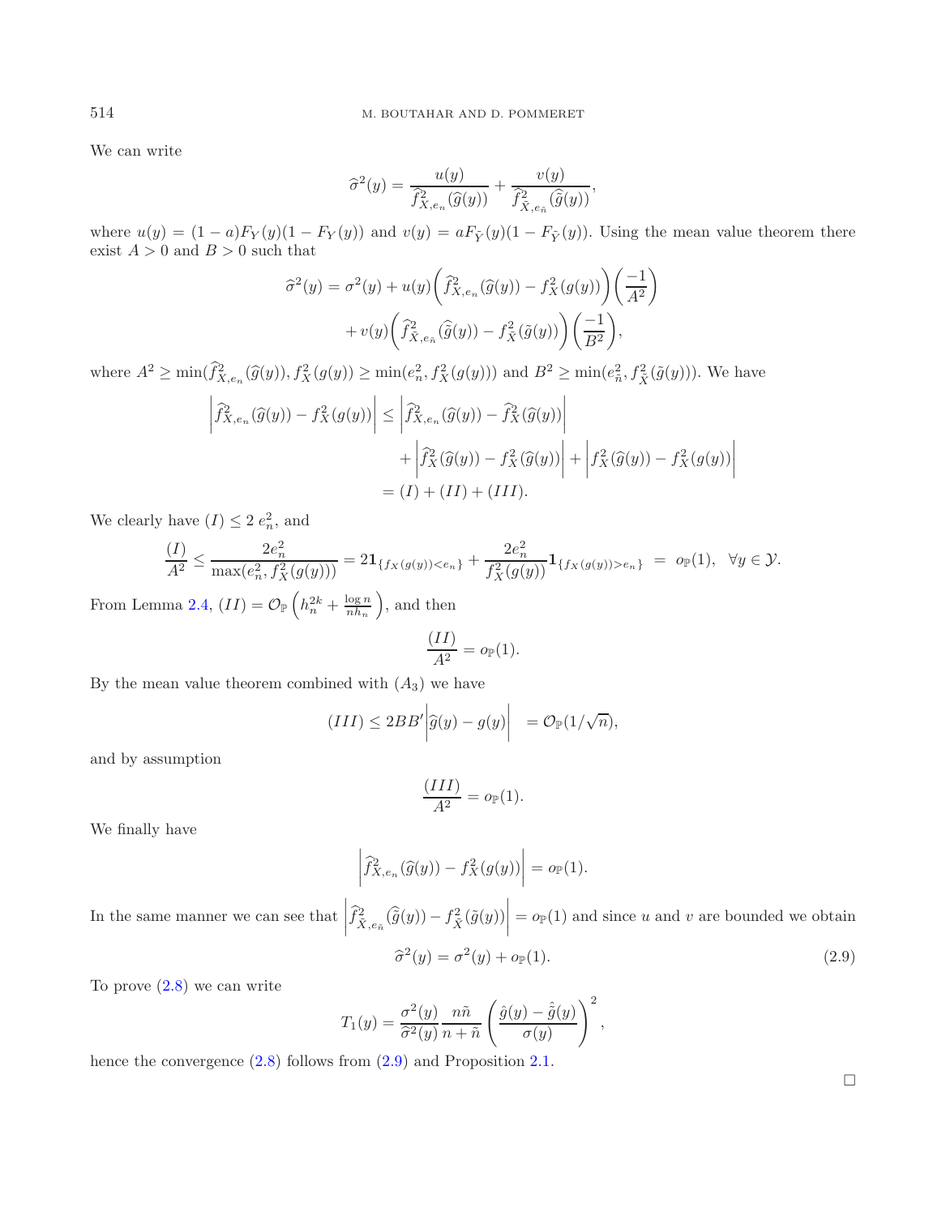We can write

$$\widehat{\sigma}^2(y) = \frac{u(y)}{\widehat{f}^2_{X,e_n}(\widehat{g}(y))} + \frac{v(y)}{\widehat{f}^2_{\tilde{X},e_{\tilde{n}}}(\widehat{\tilde{g}}(y))},$$

where $u(y) = (1-a)F_Y(y)(1-F_Y(y))$ and $v(y) = aF_{\tilde{Y}}(y)(1-F_{\tilde{Y}}(y))$. Using the mean value theorem there exist $A > 0$ and $B > 0$ such that

$$\widehat{\sigma}^2(y) = \sigma^2(y) + u(y)\bigg(\widehat{f}^2_{X,e_n}(\widehat{g}(y)) - f^2_X(g(y))\bigg)\bigg(\frac{-1}{A^2}\bigg)$$
$$+ v(y)\bigg(\widehat{f}^2_{\tilde{X},e_{\tilde{n}}}(\widehat{\tilde{g}}(y)) - f^2_{\tilde{X}}(\tilde{g}(y))\bigg)\bigg(\frac{-1}{B^2}\bigg),$$

where $A^2 \geq \min(\widehat{f}^2_{X,e_n}(\widehat{g}(y)), f^2_X(g(y)) \geq \min(e^2_n, f^2_X(g(y)))$ and $B^2 \geq \min(e^2_{\tilde{n}}, f^2_{\tilde{X}}(\tilde{g}(y)))$. We have

$$\bigg|\widehat{f}^2_{X,e_n}(\widehat{g}(y)) - f^2_X(g(y))\bigg| \leq \bigg|\widehat{f}^2_{X,e_n}(\widehat{g}(y)) - \widehat{f}^2_X(\widehat{g}(y))\bigg|$$
$$+ \bigg|\widehat{f}^2_X(\widehat{g}(y)) - f^2_X(\widehat{g}(y))\bigg| + \bigg|f^2_X(\widehat{g}(y)) - f^2_X(g(y))\bigg|$$
$$= (I) + (II) + (III).$$

We clearly have $(I) \leq 2\, e^2_n$, and

$$\frac{(I)}{A^2} \leq \frac{2e^2_n}{\max(e^2_n, f^2_X(g(y)))} = 2\mathbf{1}_{\{f_X(g(y))<e_n\}} + \frac{2e^2_n}{f^2_X(g(y))}\mathbf{1}_{\{f_X(g(y))>e_n\}} \;=\; o_{\mathbb{P}}(1), \quad \forall y \in \mathcal{Y}.$$

From Lemma 2.4, $(II) = \mathcal{O}_{\mathbb{P}}\left(h^{2k}_n + \frac{\log n}{nh_n}\right)$, and then

$$\frac{(II)}{A^2} = o_{\mathbb{P}}(1).$$

By the mean value theorem combined with $(A_3)$ we have

$$(III) \leq 2BB'\bigg|\widehat{g}(y) - g(y)\bigg| \quad = \mathcal{O}_{\mathbb{P}}(1/\sqrt{n}),$$

and by assumption

$$\frac{(III)}{A^2} = o_{\mathbb{P}}(1).$$

We finally have

$$\bigg|\widehat{f}^2_{X,e_n}(\widehat{g}(y)) - f^2_X(g(y))\bigg| = o_{\mathbb{P}}(1).$$

In the same manner we can see that $\bigg|\widehat{f}^2_{\tilde{X},e_{\tilde{n}}}(\widehat{\tilde{g}}(y)) - f^2_{\tilde{X}}(\tilde{g}(y))\bigg| = o_{\mathbb{P}}(1)$ and since $u$ and $v$ are bounded we obtain

$$\widehat{\sigma}^2(y) = \sigma^2(y) + o_{\mathbb{P}}(1). \tag{2.9}$$

To prove (2.8) we can write

$$T_1(y) = \frac{\sigma^2(y)}{\widehat{\sigma}^2(y)}\frac{n\tilde{n}}{n+\tilde{n}}\left(\frac{\hat{g}(y) - \hat{\tilde{g}}(y)}{\sigma(y)}\right)^2,$$

hence the convergence (2.8) follows from (2.9) and Proposition 2.1.

□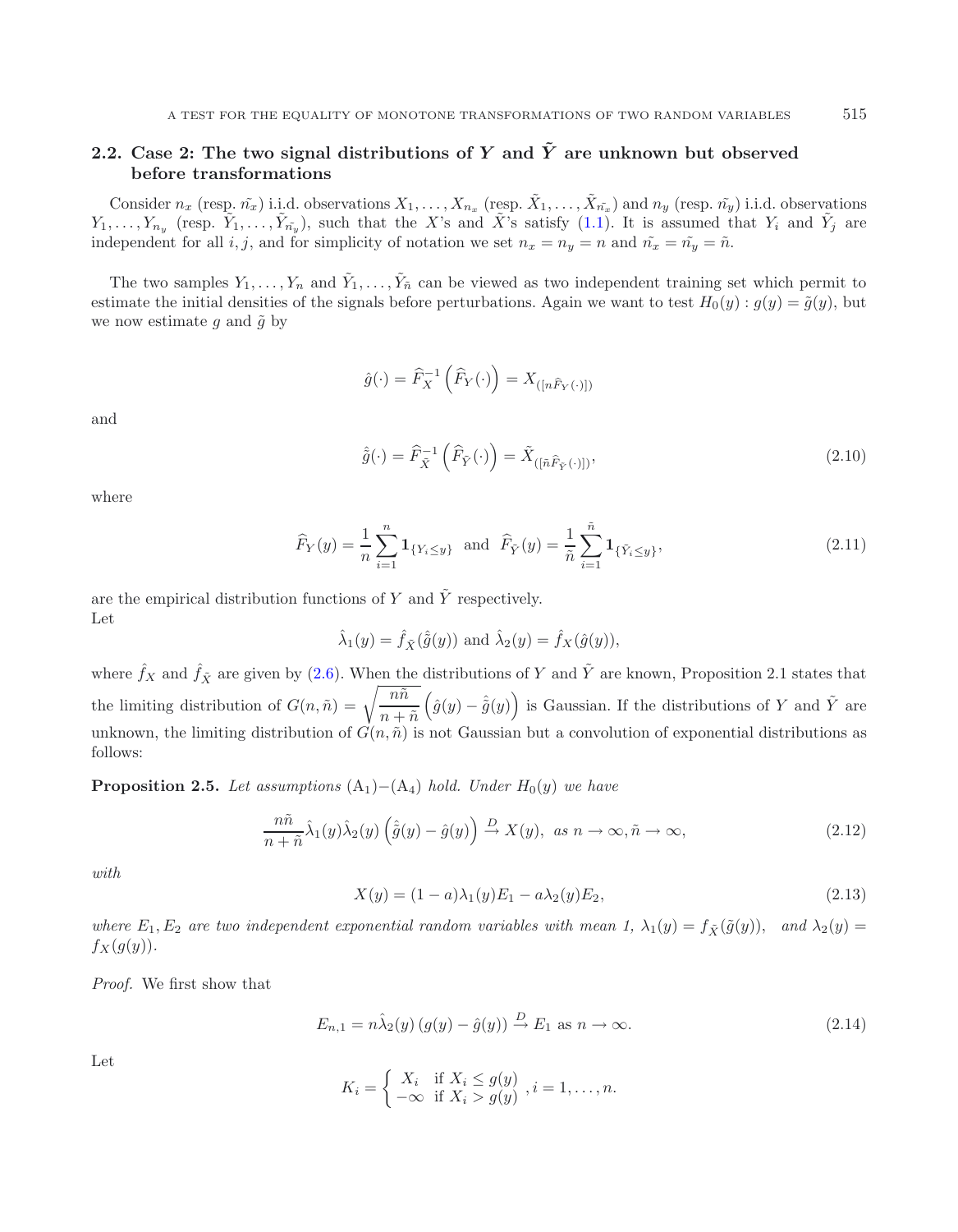### 2.2. Case 2: The two signal distributions of $Y$ and $\tilde{Y}$ are unknown but observed before transformations

Consider $n_x$ (resp. $\tilde{n_x}$) i.i.d. observations $X_1, \ldots, X_{n_x}$ (resp. $\tilde{X}_1, \ldots, \tilde{X}_{\tilde{n_x}}$) and $n_y$ (resp. $\tilde{n_y}$) i.i.d. observations $Y_1, \ldots, Y_{n_y}$ (resp. $\tilde{Y}_1, \ldots, \tilde{Y}_{\tilde{n_y}}$), such that the $X$'s and $\tilde{X}$'s satisfy (1.1). It is assumed that $Y_i$ and $\tilde{Y}_j$ are independent for all $i, j$, and for simplicity of notation we set $n_x = n_y = n$ and $\tilde{n_x} = \tilde{n_y} = \tilde{n}$.

The two samples $Y_1, \ldots, Y_n$ and $\tilde{Y}_1, \ldots, \tilde{Y}_{\tilde{n}}$ can be viewed as two independent training set which permit to estimate the initial densities of the signals before perturbations. Again we want to test $H_0(y) : g(y) = \tilde{g}(y)$, but we now estimate $g$ and $\tilde{g}$ by

$$\hat{g}(\cdot) = \widehat{F}_X^{-1}\left(\widehat{F}_Y(\cdot)\right) = X_{([n\widehat{F}_Y(\cdot)])}$$

and

$$\hat{\tilde{g}}(\cdot) = \widehat{F}_{\tilde{X}}^{-1}\left(\widehat{F}_{\tilde{Y}}(\cdot)\right) = \tilde{X}_{([\tilde{n}\widehat{F}_{\tilde{Y}}(\cdot)])}, \tag{2.10}$$

where

$$\widehat{F}_Y(y) = \frac{1}{n}\sum_{i=1}^{n} \mathbf{1}_{\{Y_i \le y\}} \ \text{ and } \ \widehat{F}_{\tilde{Y}}(y) = \frac{1}{\tilde{n}}\sum_{i=1}^{\tilde{n}} \mathbf{1}_{\{\tilde{Y}_i \le y\}}, \tag{2.11}$$

are the empirical distribution functions of $Y$ and $\tilde{Y}$ respectively.
Let

$$\hat{\lambda}_1(y) = \hat{f}_{\tilde{X}}(\hat{\tilde{g}}(y)) \text{ and } \hat{\lambda}_2(y) = \hat{f}_X(\hat{g}(y)),$$

where $\hat{f}_X$ and $\hat{f}_{\tilde{X}}$ are given by (2.6). When the distributions of $Y$ and $\tilde{Y}$ are known, Proposition 2.1 states that the limiting distribution of $G(n, \tilde{n}) = \sqrt{\dfrac{n\tilde{n}}{n + \tilde{n}}}\left(\hat{g}(y) - \hat{\tilde{g}}(y)\right)$ is Gaussian. If the distributions of $Y$ and $\tilde{Y}$ are unknown, the limiting distribution of $G(n, \tilde{n})$ is not Gaussian but a convolution of exponential distributions as follows:

**Proposition 2.5.** *Let assumptions* $(\mathrm{A}_1)$–$(\mathrm{A}_4)$ *hold. Under* $H_0(y)$ *we have*

$$\frac{n\tilde{n}}{n + \tilde{n}}\hat{\lambda}_1(y)\hat{\lambda}_2(y)\left(\hat{\tilde{g}}(y) - \hat{g}(y)\right) \xrightarrow{D} X(y), \ \text{ as } n \to \infty, \tilde{n} \to \infty, \tag{2.12}$$

*with*

$$X(y) = (1 - a)\lambda_1(y)E_1 - a\lambda_2(y)E_2, \tag{2.13}$$

*where* $E_1, E_2$ *are two independent exponential random variables with mean 1,* $\lambda_1(y) = f_{\tilde{X}}(\tilde{g}(y))$, *and* $\lambda_2(y) = f_X(g(y))$.

*Proof.* We first show that

$$E_{n,1} = n\hat{\lambda}_2(y)\left(g(y) - \hat{g}(y)\right) \xrightarrow{D} E_1 \text{ as } n \to \infty. \tag{2.14}$$

Let

$$K_i = \begin{cases} X_i & \text{if } X_i \le g(y) \\ -\infty & \text{if } X_i > g(y) \end{cases}, i = 1, \ldots, n.$$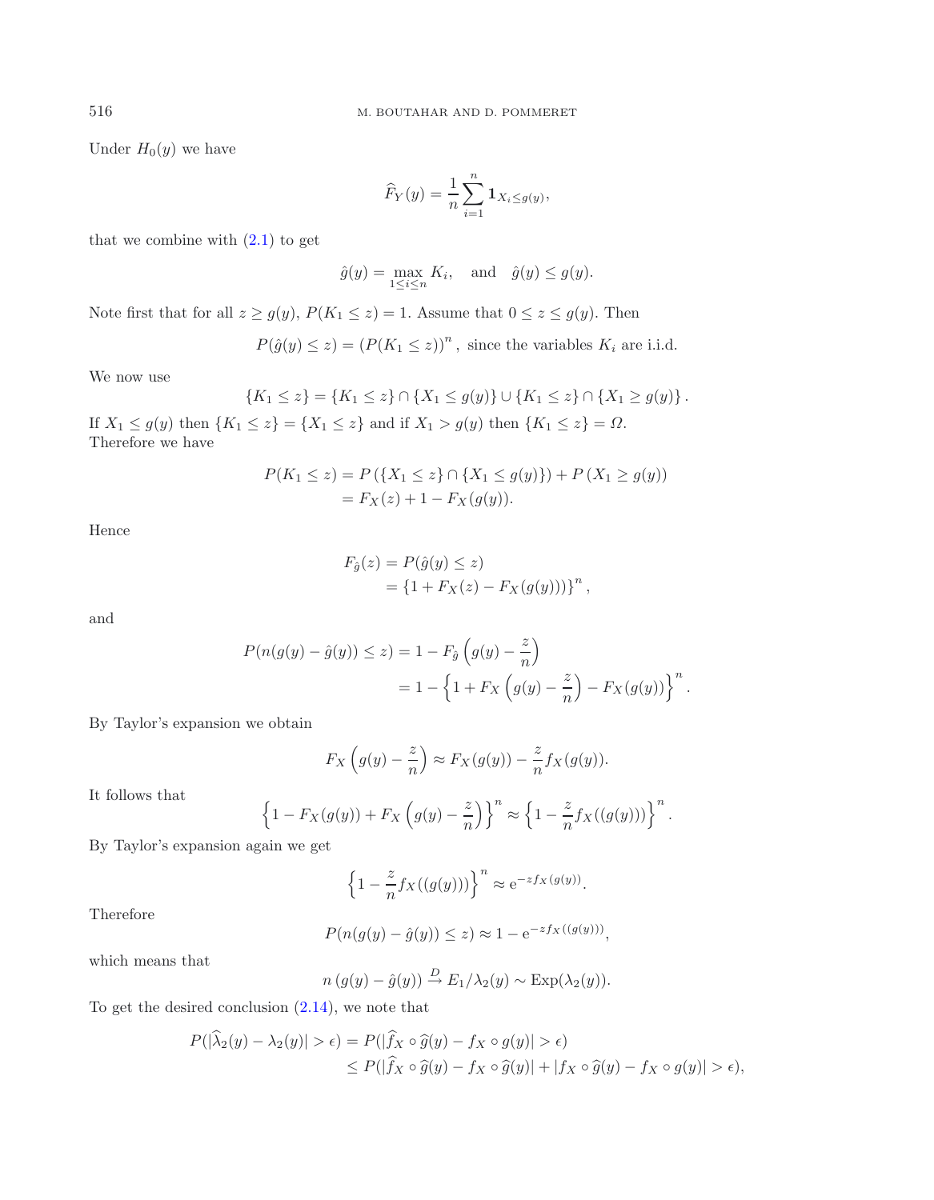Under $H_0(y)$ we have

$$\widehat{F}_Y(y) = \frac{1}{n}\sum_{i=1}^{n} \mathbf{1}_{X_i \le g(y)},$$

that we combine with (2.1) to get

$$\hat{g}(y) = \max_{1\le i\le n} K_i, \quad \text{and} \quad \hat{g}(y) \le g(y).$$

Note first that for all $z \ge g(y)$, $P(K_1 \le z) = 1$. Assume that $0 \le z \le g(y)$. Then

$$P(\hat{g}(y) \le z) = (P(K_1 \le z))^n, \text{ since the variables } K_i \text{ are i.i.d.}$$

We now use

$$\{K_1 \le z\} = \{K_1 \le z\} \cap \{X_1 \le g(y)\} \cup \{K_1 \le z\} \cap \{X_1 \ge g(y)\}.$$

If $X_1 \le g(y)$ then $\{K_1 \le z\} = \{X_1 \le z\}$ and if $X_1 > g(y)$ then $\{K_1 \le z\} = \Omega$. Therefore we have

$$\begin{aligned} P(K_1 \le z) &= P\left(\{X_1 \le z\} \cap \{X_1 \le g(y)\}\right) + P\left(X_1 \ge g(y)\right) \\ &= F_X(z) + 1 - F_X(g(y)). \end{aligned}$$

Hence

$$\begin{aligned} F_{\hat{g}}(z) &= P(\hat{g}(y) \le z) \\ &= \{1 + F_X(z) - F_X(g(y))\}^n, \end{aligned}$$

and

$$\begin{aligned} P(n(g(y) - \hat{g}(y)) \le z) &= 1 - F_{\hat{g}}\left(g(y) - \frac{z}{n}\right) \\ &= 1 - \left\{1 + F_X\left(g(y) - \frac{z}{n}\right) - F_X(g(y))\right\}^n. \end{aligned}$$

By Taylor's expansion we obtain

$$F_X\left(g(y) - \frac{z}{n}\right) \approx F_X(g(y)) - \frac{z}{n} f_X(g(y)).$$

It follows that

$$\left\{1 - F_X(g(y)) + F_X\left(g(y) - \frac{z}{n}\right)\right\}^n \approx \left\{1 - \frac{z}{n} f_X((g(y)))\right\}^n.$$

By Taylor's expansion again we get

$$\left\{1 - \frac{z}{n} f_X((g(y)))\right\}^n \approx \mathrm{e}^{-z f_X(g(y))}.$$

Therefore

$$P(n(g(y) - \hat{g}(y)) \le z) \approx 1 - \mathrm{e}^{-z f_X((g(y)))},$$

which means that

$$n\left(g(y) - \hat{g}(y)\right) \xrightarrow{D} E_1/\lambda_2(y) \sim \mathrm{Exp}(\lambda_2(y)).$$

To get the desired conclusion (2.14), we note that

$$\begin{aligned} P(|\widehat{\lambda}_2(y) - \lambda_2(y)| > \epsilon) &= P(|\widehat{f}_X \circ \widehat{g}(y) - f_X \circ g(y)| > \epsilon) \\ &\le P(|\widehat{f}_X \circ \widehat{g}(y) - f_X \circ \widehat{g}(y)| + |f_X \circ \widehat{g}(y) - f_X \circ g(y)| > \epsilon), \end{aligned}$$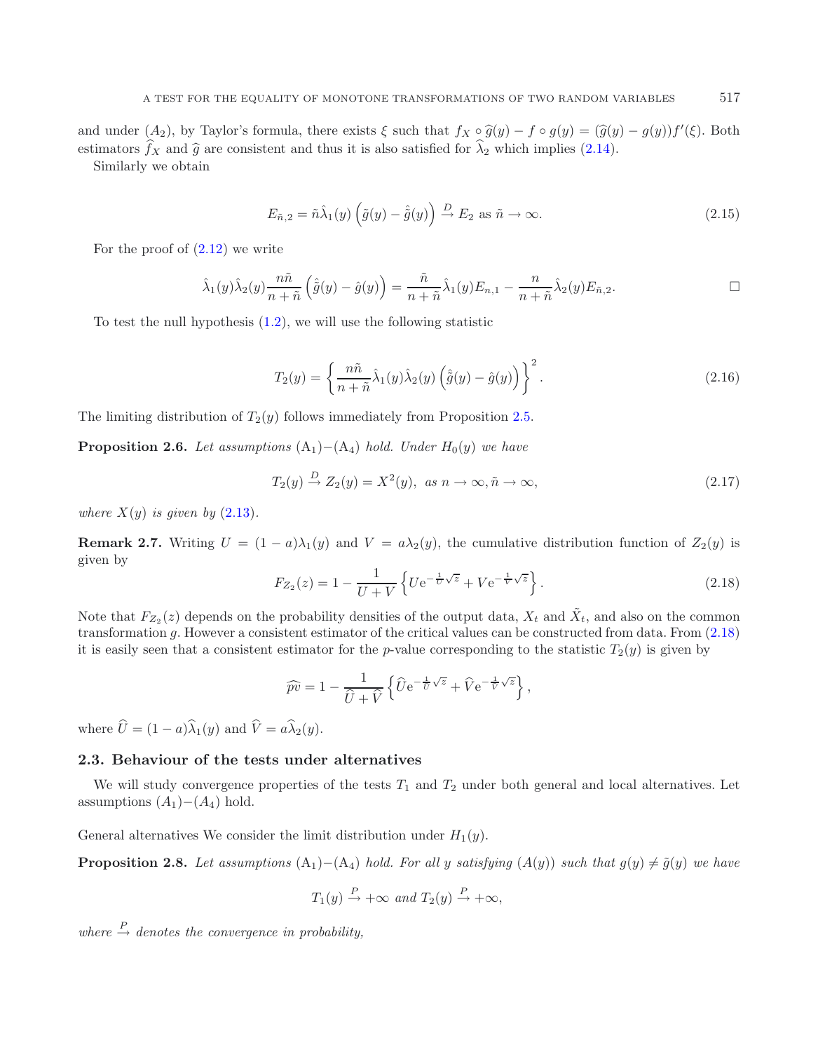and under $(A_2)$, by Taylor's formula, there exists $\xi$ such that $f_X \circ \widehat{g}(y) - f \circ g(y) = (\widehat{g}(y) - g(y))f'(\xi)$. Both estimators $\widehat{f}_X$ and $\widehat{g}$ are consistent and thus it is also satisfied for $\widehat{\lambda}_2$ which implies (2.14).

Similarly we obtain

$$E_{\tilde{n},2} = \tilde{n}\hat{\lambda}_1(y)\left(\tilde{g}(y) - \hat{\tilde{g}}(y)\right) \xrightarrow{D} E_2 \text{ as } \tilde{n} \to \infty. \tag{2.15}$$

For the proof of (2.12) we write

$$\hat{\lambda}_1(y)\hat{\lambda}_2(y)\frac{n\tilde{n}}{n+\tilde{n}}\left(\hat{\tilde{g}}(y) - \hat{g}(y)\right) = \frac{\tilde{n}}{n+\tilde{n}}\hat{\lambda}_1(y)E_{n,1} - \frac{n}{n+\tilde{n}}\hat{\lambda}_2(y)E_{\tilde{n},2}.$$

□

To test the null hypothesis (1.2), we will use the following statistic

$$T_2(y) = \left\{\frac{n\tilde{n}}{n+\tilde{n}}\hat{\lambda}_1(y)\hat{\lambda}_2(y)\left(\hat{\tilde{g}}(y) - \hat{g}(y)\right)\right\}^2. \tag{2.16}$$

The limiting distribution of $T_2(y)$ follows immediately from Proposition 2.5.

**Proposition 2.6.** *Let assumptions* $(A_1)$–$(A_4)$ *hold. Under* $H_0(y)$ *we have*

$$T_2(y) \xrightarrow{D} Z_2(y) = X^2(y), \text{ as } n \to \infty, \tilde{n} \to \infty, \tag{2.17}$$

*where* $X(y)$ *is given by* (2.13).

**Remark 2.7.** Writing $U = (1-a)\lambda_1(y)$ and $V = a\lambda_2(y)$, the cumulative distribution function of $Z_2(y)$ is given by

$$F_{Z_2}(z) = 1 - \frac{1}{U+V}\left\{U\mathrm{e}^{-\frac{1}{U}\sqrt{z}} + V\mathrm{e}^{-\frac{1}{V}\sqrt{z}}\right\}. \tag{2.18}$$

Note that $F_{Z_2}(z)$ depends on the probability densities of the output data, $X_t$ and $\tilde{X}_t$, and also on the common transformation $g$. However a consistent estimator of the critical values can be constructed from data. From (2.18) it is easily seen that a consistent estimator for the $p$-value corresponding to the statistic $T_2(y)$ is given by

$$\widehat{pv} = 1 - \frac{1}{\widehat{U}+\widehat{V}}\left\{\widehat{U}\mathrm{e}^{-\frac{1}{\widehat{U}}\sqrt{z}} + \widehat{V}\mathrm{e}^{-\frac{1}{\widehat{V}}\sqrt{z}}\right\},$$

where $\widehat{U} = (1-a)\widehat{\lambda}_1(y)$ and $\widehat{V} = a\widehat{\lambda}_2(y)$.

### 2.3. Behaviour of the tests under alternatives

We will study convergence properties of the tests $T_1$ and $T_2$ under both general and local alternatives. Let assumptions $(A_1)$–$(A_4)$ hold.

General alternatives We consider the limit distribution under $H_1(y)$.

**Proposition 2.8.** *Let assumptions* $(A_1)$–$(A_4)$ *hold. For all* $y$ *satisfying* $(A(y))$ *such that* $g(y) \neq \tilde{g}(y)$ *we have*

$$T_1(y) \xrightarrow{P} +\infty \text{ and } T_2(y) \xrightarrow{P} +\infty,$$

*where* $\xrightarrow{P}$ *denotes the convergence in probability,*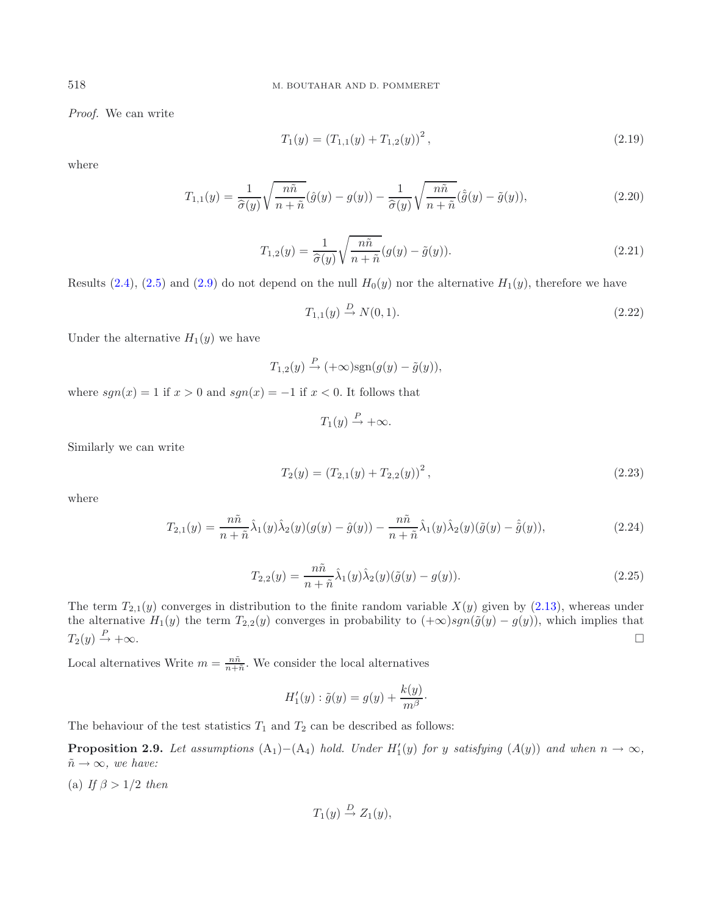*Proof.* We can write

$$T_1(y) = \left(T_{1,1}(y) + T_{1,2}(y)\right)^2, \tag{2.19}$$

where

$$T_{1,1}(y) = \frac{1}{\widehat{\sigma}(y)}\sqrt{\frac{n\tilde{n}}{n+\tilde{n}}}(\hat{g}(y) - g(y)) - \frac{1}{\widehat{\sigma}(y)}\sqrt{\frac{n\tilde{n}}{n+\tilde{n}}}(\hat{\tilde{g}}(y) - \tilde{g}(y)), \tag{2.20}$$

$$T_{1,2}(y) = \frac{1}{\widehat{\sigma}(y)}\sqrt{\frac{n\tilde{n}}{n+\tilde{n}}}(g(y) - \tilde{g}(y)). \tag{2.21}$$

Results (2.4), (2.5) and (2.9) do not depend on the null $H_0(y)$ nor the alternative $H_1(y)$, therefore we have

$$T_{1,1}(y) \xrightarrow{D} N(0,1). \tag{2.22}$$

Under the alternative $H_1(y)$ we have

$$T_{1,2}(y) \xrightarrow{P} (+\infty)\text{sgn}(g(y) - \tilde{g}(y)),$$

where $sgn(x) = 1$ if $x > 0$ and $sgn(x) = -1$ if $x < 0$. It follows that

$$T_1(y) \xrightarrow{P} +\infty.$$

Similarly we can write

$$T_2(y) = \left(T_{2,1}(y) + T_{2,2}(y)\right)^2, \tag{2.23}$$

where

$$T_{2,1}(y) = \frac{n\tilde{n}}{n+\tilde{n}}\hat{\lambda}_1(y)\hat{\lambda}_2(y)(g(y) - \hat{g}(y)) - \frac{n\tilde{n}}{n+\tilde{n}}\hat{\lambda}_1(y)\hat{\lambda}_2(y)(\tilde{g}(y) - \hat{\tilde{g}}(y)), \tag{2.24}$$

$$T_{2,2}(y) = \frac{n\tilde{n}}{n+\tilde{n}}\hat{\lambda}_1(y)\hat{\lambda}_2(y)(\tilde{g}(y) - g(y)). \tag{2.25}$$

The term $T_{2,1}(y)$ converges in distribution to the finite random variable $X(y)$ given by (2.13), whereas under the alternative $H_1(y)$ the term $T_{2,2}(y)$ converges in probability to $(+\infty)sgn(\tilde{g}(y) - g(y))$, which implies that $T_2(y) \xrightarrow{P} +\infty$. □

Local alternatives Write $m = \frac{n\tilde{n}}{n+\tilde{n}}$. We consider the local alternatives

$$H_1'(y) : \tilde{g}(y) = g(y) + \frac{k(y)}{m^{\beta}}\cdot$$

The behaviour of the test statistics $T_1$ and $T_2$ can be described as follows:

**Proposition 2.9.** *Let assumptions* $(\text{A}_1)$–$(\text{A}_4)$ *hold. Under* $H_1'(y)$ *for* $y$ *satisfying* $(A(y))$ *and when* $n \to \infty$, $\tilde{n} \to \infty$, *we have:*

(a) *If* $\beta > 1/2$ *then*

$$T_1(y) \xrightarrow{D} Z_1(y),$$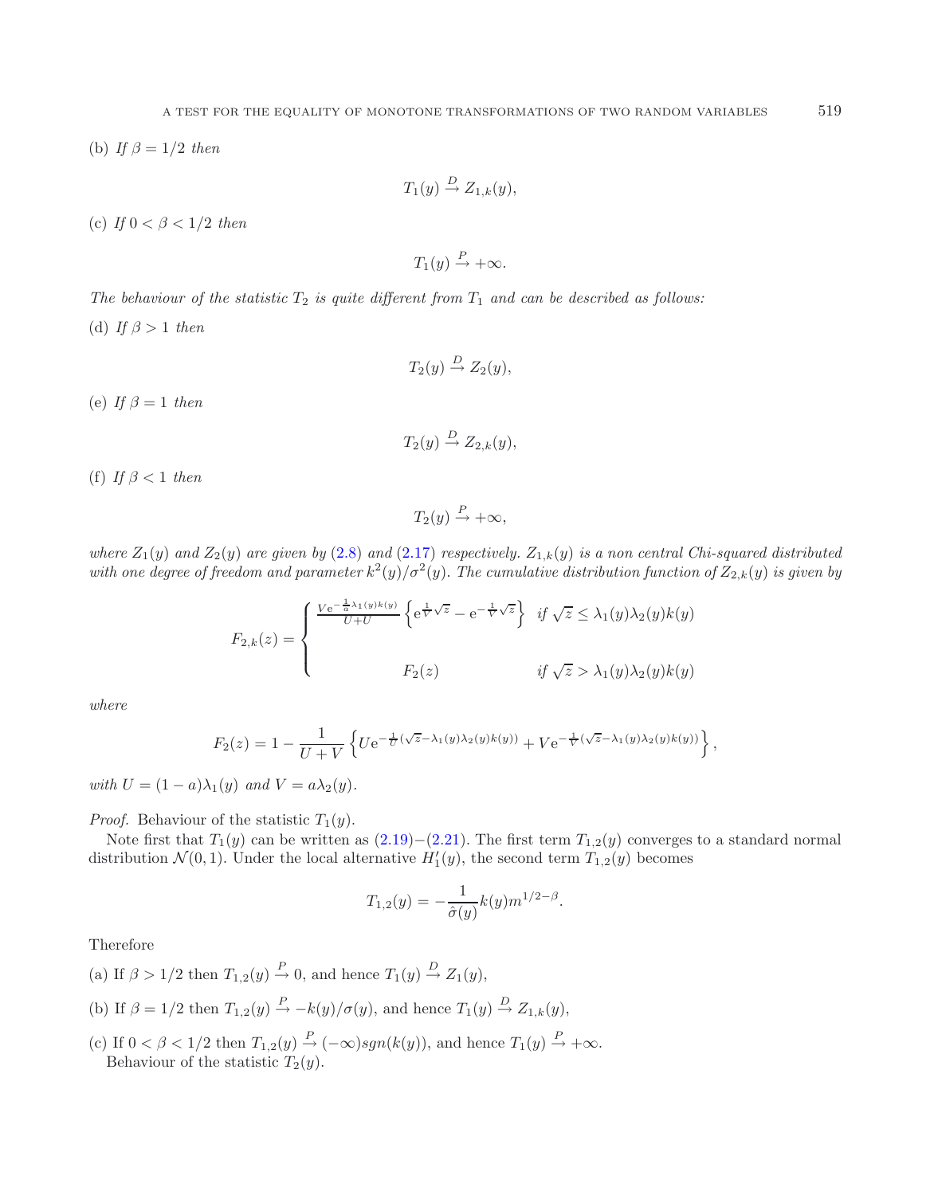(b) *If $\beta = 1/2$ then*

$$T_1(y) \xrightarrow{D} Z_{1,k}(y),$$

(c) *If $0 < \beta < 1/2$ then*

$$T_1(y) \xrightarrow{P} +\infty.$$

*The behaviour of the statistic $T_2$ is quite different from $T_1$ and can be described as follows:*

(d) *If $\beta > 1$ then*

$$T_2(y) \xrightarrow{D} Z_2(y),$$

(e) *If $\beta = 1$ then*

$$T_2(y) \xrightarrow{D} Z_{2,k}(y),$$

(f) *If $\beta < 1$ then*

$$T_2(y) \xrightarrow{P} +\infty,$$

*where $Z_1(y)$ and $Z_2(y)$ are given by (2.8) and (2.17) respectively. $Z_{1,k}(y)$ is a non central Chi-squared distributed with one degree of freedom and parameter $k^2(y)/\sigma^2(y)$. The cumulative distribution function of $Z_{2,k}(y)$ is given by*

$$F_{2,k}(z) = \begin{cases} \frac{V\mathrm{e}^{-\frac{1}{a}\lambda_1(y)k(y)}}{U+U}\left\{\mathrm{e}^{\frac{1}{V}\sqrt{z}} - \mathrm{e}^{-\frac{1}{V}\sqrt{z}}\right\} & \text{if } \sqrt{z} \leq \lambda_1(y)\lambda_2(y)k(y) \\ \\ F_2(z) & \text{if } \sqrt{z} > \lambda_1(y)\lambda_2(y)k(y) \end{cases}$$

*where*

$$F_2(z) = 1 - \frac{1}{U+V}\left\{U\mathrm{e}^{-\frac{1}{U}(\sqrt{z}-\lambda_1(y)\lambda_2(y)k(y))} + V\mathrm{e}^{-\frac{1}{V}(\sqrt{z}-\lambda_1(y)\lambda_2(y)k(y))}\right\},$$

*with $U = (1-a)\lambda_1(y)$ and $V = a\lambda_2(y)$.*

*Proof.* Behaviour of the statistic $T_1(y)$.

Note first that $T_1(y)$ can be written as (2.19)–(2.21). The first term $T_{1,2}(y)$ converges to a standard normal distribution $\mathcal{N}(0,1)$. Under the local alternative $H_1'(y)$, the second term $T_{1,2}(y)$ becomes

$$T_{1,2}(y) = -\frac{1}{\hat{\sigma}(y)}k(y)m^{1/2-\beta}.$$

Therefore

(a) If $\beta > 1/2$ then $T_{1,2}(y) \xrightarrow{P} 0$, and hence $T_1(y) \xrightarrow{D} Z_1(y)$,

(b) If $\beta = 1/2$ then $T_{1,2}(y) \xrightarrow{P} -k(y)/\sigma(y)$, and hence $T_1(y) \xrightarrow{D} Z_{1,k}(y)$,

(c) If $0 < \beta < 1/2$ then $T_{1,2}(y) \xrightarrow{P} (-\infty)sgn(k(y))$, and hence $T_1(y) \xrightarrow{P} +\infty$.
Behaviour of the statistic $T_2(y)$.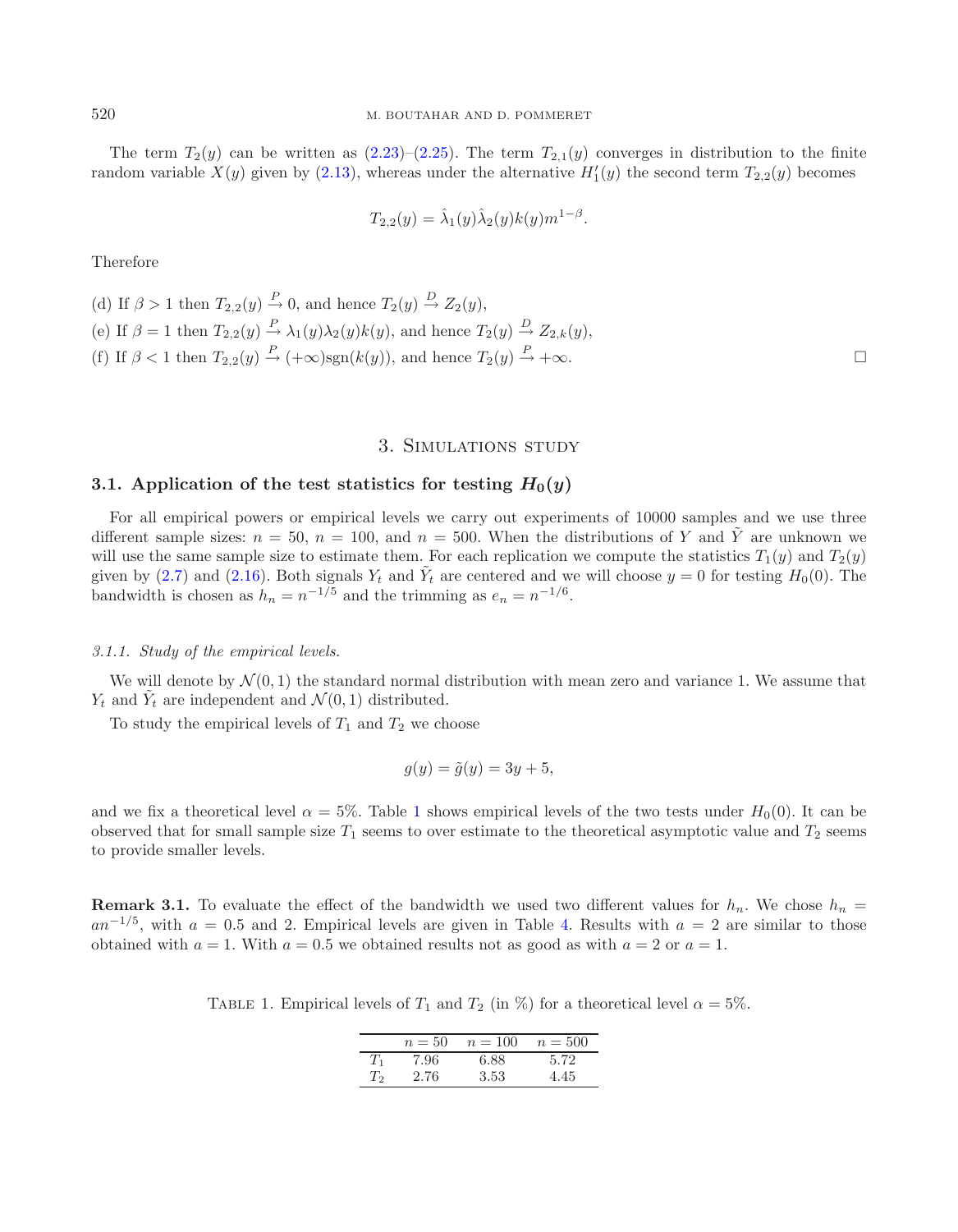The term $T_2(y)$ can be written as (2.23)–(2.25). The term $T_{2,1}(y)$ converges in distribution to the finite random variable $X(y)$ given by (2.13), whereas under the alternative $H_1'(y)$ the second term $T_{2,2}(y)$ becomes

$$T_{2,2}(y) = \hat{\lambda}_1(y)\hat{\lambda}_2(y)k(y)m^{1-\beta}.$$

Therefore

(d) If $\beta > 1$ then $T_{2,2}(y) \xrightarrow{P} 0$, and hence $T_2(y) \xrightarrow{D} Z_2(y)$,

(e) If $\beta = 1$ then $T_{2,2}(y) \xrightarrow{P} \lambda_1(y)\lambda_2(y)k(y)$, and hence $T_2(y) \xrightarrow{D} Z_{2,k}(y)$,

(f) If $\beta < 1$ then $T_{2,2}(y) \xrightarrow{P} (+\infty)\text{sgn}(k(y))$, and hence $T_2(y) \xrightarrow{P} +\infty$. □

## 3. Simulations study

### 3.1. Application of the test statistics for testing $H_0(y)$

For all empirical powers or empirical levels we carry out experiments of 10000 samples and we use three different sample sizes: $n = 50$, $n = 100$, and $n = 500$. When the distributions of $Y$ and $\tilde{Y}$ are unknown we will use the same sample size to estimate them. For each replication we compute the statistics $T_1(y)$ and $T_2(y)$ given by (2.7) and (2.16). Both signals $Y_t$ and $\tilde{Y}_t$ are centered and we will choose $y = 0$ for testing $H_0(0)$. The bandwidth is chosen as $h_n = n^{-1/5}$ and the trimming as $e_n = n^{-1/6}$.

#### *3.1.1. Study of the empirical levels.*

We will denote by $\mathcal{N}(0, 1)$ the standard normal distribution with mean zero and variance 1. We assume that $Y_t$ and $\tilde{Y}_t$ are independent and $\mathcal{N}(0, 1)$ distributed.

To study the empirical levels of $T_1$ and $T_2$ we choose

$$g(y) = \tilde{g}(y) = 3y + 5,$$

and we fix a theoretical level $\alpha = 5\%$. Table 1 shows empirical levels of the two tests under $H_0(0)$. It can be observed that for small sample size $T_1$ seems to over estimate to the theoretical asymptotic value and $T_2$ seems to provide smaller levels.

**Remark 3.1.** To evaluate the effect of the bandwidth we used two different values for $h_n$. We chose $h_n = an^{-1/5}$, with $a = 0.5$ and 2. Empirical levels are given in Table 4. Results with $a = 2$ are similar to those obtained with $a = 1$. With $a = 0.5$ we obtained results not as good as with $a = 2$ or $a = 1$.

Table 1. Empirical levels of $T_1$ and $T_2$ (in %) for a theoretical level $\alpha = 5\%$.

| | $n = 50$ | $n = 100$ | $n = 500$ |
|---|---|---|---|
| $T_1$ | 7.96 | 6.88 | 5.72 |
| $T_2$ | 2.76 | 3.53 | 4.45 |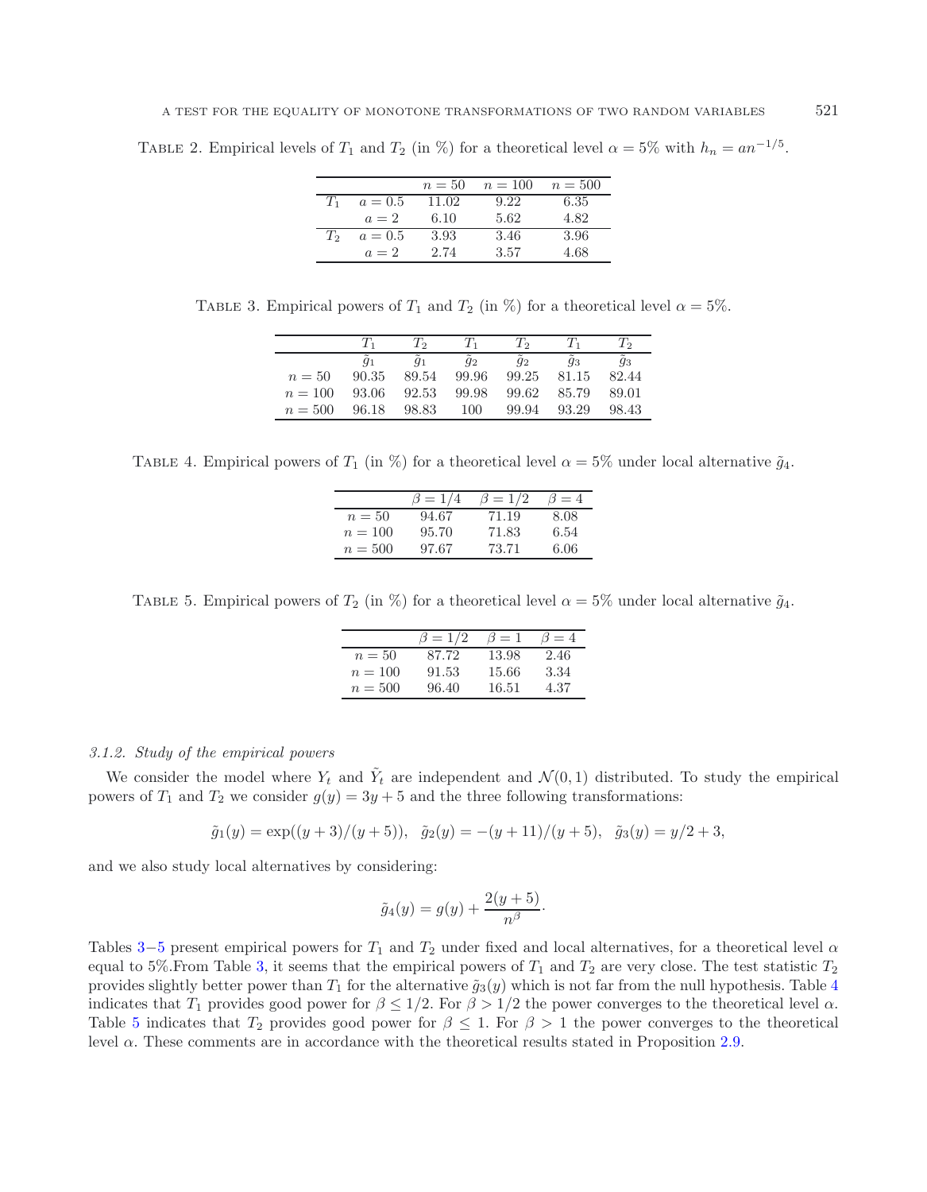TABLE 2. Empirical levels of $T_1$ and $T_2$ (in %) for a theoretical level $\alpha = 5\%$ with $h_n = an^{-1/5}$.

| | | $n = 50$ | $n = 100$ | $n = 500$ |
|---|---|---|---|---|
| $T_1$ | $a = 0.5$ | 11.02 | 9.22 | 6.35 |
| | $a = 2$ | 6.10 | 5.62 | 4.82 |
| $T_2$ | $a = 0.5$ | 3.93 | 3.46 | 3.96 |
| | $a = 2$ | 2.74 | 3.57 | 4.68 |

TABLE 3. Empirical powers of $T_1$ and $T_2$ (in %) for a theoretical level $\alpha = 5\%$.

| | $T_1$ | $T_2$ | $T_1$ | $T_2$ | $T_1$ | $T_2$ |
|---|---|---|---|---|---|---|
| | $\tilde{g}_1$ | $\tilde{g}_1$ | $\tilde{g}_2$ | $\tilde{g}_2$ | $\tilde{g}_3$ | $\tilde{g}_3$ |
| $n = 50$ | 90.35 | 89.54 | 99.96 | 99.25 | 81.15 | 82.44 |
| $n = 100$ | 93.06 | 92.53 | 99.98 | 99.62 | 85.79 | 89.01 |
| $n = 500$ | 96.18 | 98.83 | 100 | 99.94 | 93.29 | 98.43 |

TABLE 4. Empirical powers of $T_1$ (in %) for a theoretical level $\alpha = 5\%$ under local alternative $\tilde{g}_4$.

| | $\beta = 1/4$ | $\beta = 1/2$ | $\beta = 4$ |
|---|---|---|---|
| $n = 50$ | 94.67 | 71.19 | 8.08 |
| $n = 100$ | 95.70 | 71.83 | 6.54 |
| $n = 500$ | 97.67 | 73.71 | 6.06 |

TABLE 5. Empirical powers of $T_2$ (in %) for a theoretical level $\alpha = 5\%$ under local alternative $\tilde{g}_4$.

| | $\beta = 1/2$ | $\beta = 1$ | $\beta = 4$ |
|---|---|---|---|
| $n = 50$ | 87.72 | 13.98 | 2.46 |
| $n = 100$ | 91.53 | 15.66 | 3.34 |
| $n = 500$ | 96.40 | 16.51 | 4.37 |

### 3.1.2. *Study of the empirical powers*

We consider the model where $Y_t$ and $\tilde{Y}_t$ are independent and $\mathcal{N}(0, 1)$ distributed. To study the empirical powers of $T_1$ and $T_2$ we consider $g(y) = 3y + 5$ and the three following transformations:

$$\tilde{g}_1(y) = \exp((y + 3)/(y + 5)), \quad \tilde{g}_2(y) = -(y + 11)/(y + 5), \quad \tilde{g}_3(y) = y/2 + 3,$$

and we also study local alternatives by considering:

$$\tilde{g}_4(y) = g(y) + \frac{2(y + 5)}{n^{\beta}}\cdot$$

Tables 3–5 present empirical powers for $T_1$ and $T_2$ under fixed and local alternatives, for a theoretical level $\alpha$ equal to 5%.From Table 3, it seems that the empirical powers of $T_1$ and $T_2$ are very close. The test statistic $T_2$ provides slightly better power than $T_1$ for the alternative $\tilde{g}_3(y)$ which is not far from the null hypothesis. Table 4 indicates that $T_1$ provides good power for $\beta \leq 1/2$. For $\beta > 1/2$ the power converges to the theoretical level $\alpha$. Table 5 indicates that $T_2$ provides good power for $\beta \leq 1$. For $\beta > 1$ the power converges to the theoretical level $\alpha$. These comments are in accordance with the theoretical results stated in Proposition 2.9.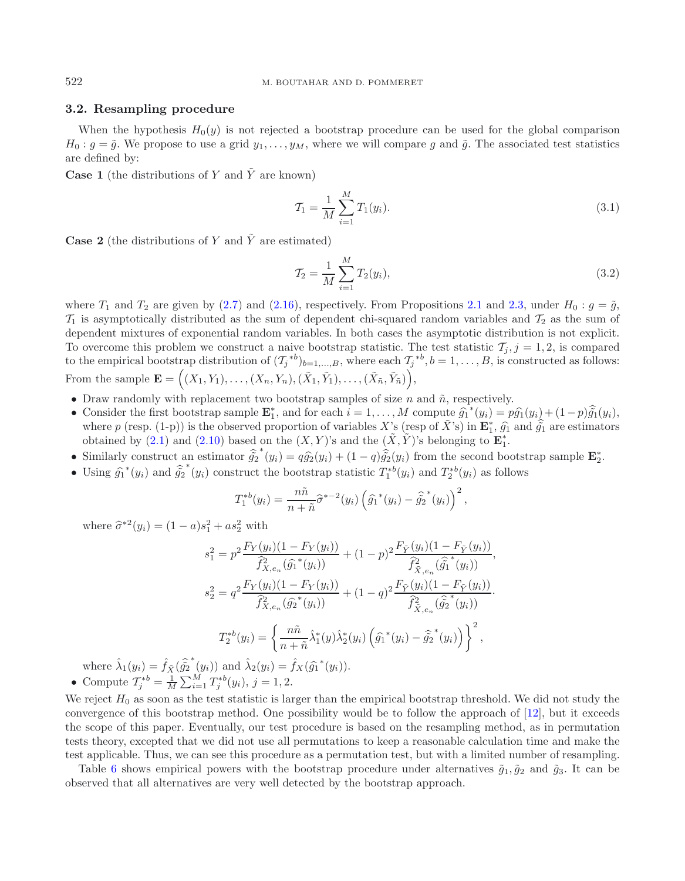### 3.2. Resampling procedure

When the hypothesis $H_0(y)$ is not rejected a bootstrap procedure can be used for the global comparison $H_0 : g = \tilde{g}$. We propose to use a grid $y_1, \ldots, y_M$, where we will compare $g$ and $\tilde{g}$. The associated test statistics are defined by:

**Case 1** (the distributions of $Y$ and $\tilde{Y}$ are known)

$$\mathcal{T}_1 = \frac{1}{M} \sum_{i=1}^{M} T_1(y_i). \tag{3.1}$$

**Case 2** (the distributions of $Y$ and $\tilde{Y}$ are estimated)

$$\mathcal{T}_2 = \frac{1}{M} \sum_{i=1}^{M} T_2(y_i), \tag{3.2}$$

where $T_1$ and $T_2$ are given by (2.7) and (2.16), respectively. From Propositions 2.1 and 2.3, under $H_0 : g = \tilde{g}$, $\mathcal{T}_1$ is asymptotically distributed as the sum of dependent chi-squared random variables and $\mathcal{T}_2$ as the sum of dependent mixtures of exponential random variables. In both cases the asymptotic distribution is not explicit. To overcome this problem we construct a naive bootstrap statistic. The test statistic $\mathcal{T}_j, j = 1, 2$, is compared to the empirical bootstrap distribution of $(\mathcal{T}_j{}^{*b})_{b=1,\ldots,B}$, where each $\mathcal{T}_j{}^{*b}, b = 1, \ldots, B$, is constructed as follows: From the sample $\mathbf{E} = \left((X_1, Y_1), \ldots, (X_n, Y_n), (\tilde{X}_1, \tilde{Y}_1), \ldots, (\tilde{X}_{\tilde{n}}, \tilde{Y}_{\tilde{n}})\right)$,

- Draw randomly with replacement two bootstrap samples of size $n$ and $\tilde{n}$, respectively.
- Consider the first bootstrap sample $\mathbf{E}_1^*$, and for each $i = 1, \ldots, M$ compute $\widehat{g_1}^*(y_i) = p\widehat{g_1}(y_i) + (1-p)\widehat{\tilde{g}_1}(y_i)$, where $p$ (resp. (1-p)) is the observed proportion of variables $X$'s (resp of $\tilde{X}$'s) in $\mathbf{E}_1^*$, $\widehat{g_1}$ and $\widehat{\tilde{g}_1}$ are estimators obtained by (2.1) and (2.10) based on the $(X, Y)$'s and the $(\tilde{X}, \tilde{Y})$'s belonging to $\mathbf{E}_1^*$.
- Similarly construct an estimator $\widehat{\tilde{g}_2}^*(y_i) = q\widehat{g_2}(y_i) + (1-q)\widehat{\tilde{g}_2}(y_i)$ from the second bootstrap sample $\mathbf{E}_2^*$.
- Using $\widehat{g_1}^*(y_i)$ and $\widehat{\tilde{g}_2}^*(y_i)$ construct the bootstrap statistic $T_1^{*b}(y_i)$ and $T_2^{*b}(y_i)$ as follows

$$T_1^{*b}(y_i) = \frac{n\tilde{n}}{n+\tilde{n}} \widehat{\sigma}^{*-2}(y_i) \left(\widehat{g_1}^*(y_i) - \widehat{\tilde{g}_2}^*(y_i)\right)^2,$$

where $\widehat{\sigma}^{*2}(y_i) = (1-a)s_1^2 + as_2^2$ with

$$s_1^2 = p^2 \frac{F_Y(y_i)(1-F_Y(y_i))}{\widehat{f}^2_{X,e_n}(\widehat{g_1}^*(y_i))} + (1-p)^2 \frac{F_{\tilde{Y}}(y_i)(1-F_{\tilde{Y}}(y_i))}{\widehat{f}^2_{\tilde{X},e_n}(\widehat{\tilde{g}_1}^*(y_i))},$$

$$s_2^2 = q^2 \frac{F_Y(y_i)(1-F_Y(y_i))}{\widehat{f}^2_{X,e_n}(\widehat{g_2}^*(y_i))} + (1-q)^2 \frac{F_{\tilde{Y}}(y_i)(1-F_{\tilde{Y}}(y_i))}{\widehat{f}^2_{\tilde{X},e_n}(\widehat{\tilde{g}_2}^*(y_i))}.$$

$$T_2^{*b}(y_i) = \left\{ \frac{n\tilde{n}}{n+\tilde{n}} \hat{\lambda}_1^*(y) \hat{\lambda}_2^*(y_i) \left(\widehat{g_1}^*(y_i) - \widehat{\tilde{g}_2}^*(y_i)\right) \right\}^2,$$

where $\hat{\lambda}_1(y_i) = \hat{f}_{\tilde{X}}(\widehat{\tilde{g}_2}^*(y_i))$ and $\hat{\lambda}_2(y_i) = \hat{f}_X(\widehat{g_1}^*(y_i))$.
- Compute $\mathcal{T}_j^{*b} = \frac{1}{M} \sum_{i=1}^{M} T_j^{*b}(y_i)$, $j = 1, 2$.

We reject $H_0$ as soon as the test statistic is larger than the empirical bootstrap threshold. We did not study the convergence of this bootstrap method. One possibility would be to follow the approach of [12], but it exceeds the scope of this paper. Eventually, our test procedure is based on the resampling method, as in permutation tests theory, excepted that we did not use all permutations to keep a reasonable calculation time and make the test applicable. Thus, we can see this procedure as a permutation test, but with a limited number of resampling.

Table 6 shows empirical powers with the bootstrap procedure under alternatives $\tilde{g}_1, \tilde{g}_2$ and $\tilde{g}_3$. It can be observed that all alternatives are very well detected by the bootstrap approach.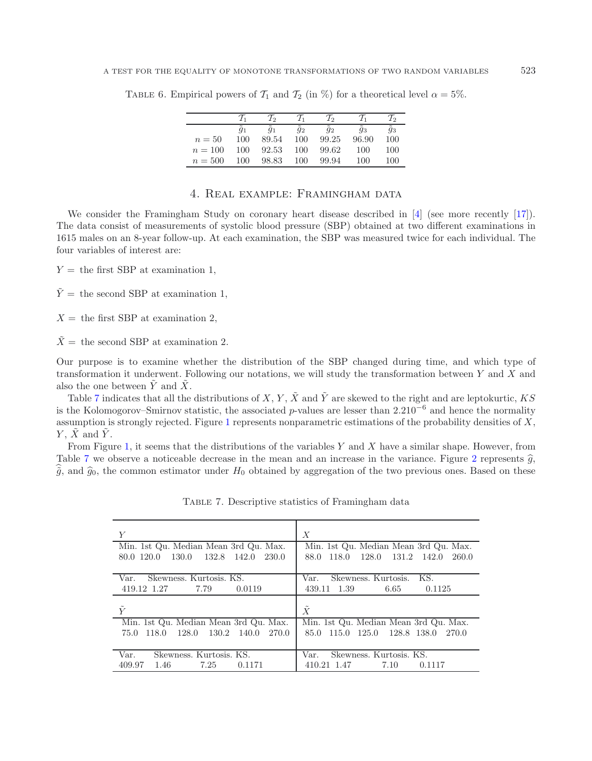Table 6. Empirical powers of $\mathcal{T}_1$ and $\mathcal{T}_2$ (in %) for a theoretical level $\alpha = 5\%$.

| | $\mathcal{T}_1$ | $\mathcal{T}_2$ | $\mathcal{T}_1$ | $\mathcal{T}_2$ | $\mathcal{T}_1$ | $\mathcal{T}_2$ |
|---|---|---|---|---|---|---|
| | $\tilde{g}_1$ | $\tilde{g}_1$ | $\tilde{g}_2$ | $\tilde{g}_2$ | $\tilde{g}_3$ | $\tilde{g}_3$ |
| $n = 50$ | 100 | 89.54 | 100 | 99.25 | 96.90 | 100 |
| $n = 100$ | 100 | 92.53 | 100 | 99.62 | 100 | 100 |
| $n = 500$ | 100 | 98.83 | 100 | 99.94 | 100 | 100 |

## 4. Real example: Framingham data

We consider the Framingham Study on coronary heart disease described in [4] (see more recently [17]). The data consist of measurements of systolic blood pressure (SBP) obtained at two different examinations in 1615 males on an 8-year follow-up. At each examination, the SBP was measured twice for each individual. The four variables of interest are:

$Y =$ the first SBP at examination 1,

$\tilde{Y} =$ the second SBP at examination 1,

$X =$ the first SBP at examination 2,

$\tilde{X} =$ the second SBP at examination 2.

Our purpose is to examine whether the distribution of the SBP changed during time, and which type of transformation it underwent. Following our notations, we will study the transformation between $Y$ and $X$ and also the one between $\tilde{Y}$ and $\tilde{X}$.

Table 7 indicates that all the distributions of $X$, $Y$, $\tilde{X}$ and $\tilde{Y}$ are skewed to the right and are leptokurtic, $KS$ is the Kolomogorov–Smirnov statistic, the associated $p$-values are lesser than $2.210^{-6}$ and hence the normality assumption is strongly rejected. Figure 1 represents nonparametric estimations of the probability densities of $X$, $Y$, $\tilde{X}$ and $\tilde{Y}$.

From Figure 1, it seems that the distributions of the variables $Y$ and $X$ have a similar shape. However, from Table 7 we observe a noticeable decrease in the mean and an increase in the variance. Figure 2 represents $\widehat{g}$, $\widehat{\tilde{g}}$, and $\widehat{g}_0$, the common estimator under $H_0$ obtained by aggregation of the two previous ones. Based on these

Table 7. Descriptive statistics of Framingham data

| $Y$ | | | | | | $X$ | | | | | |
|---|---|---|---|---|---|---|---|---|---|---|---|
| Min. | 1st Qu. | Median | Mean | 3rd Qu. | Max. | Min. | 1st Qu. | Median | Mean | 3rd Qu. | Max. |
| 80.0 | 120.0 | 130.0 | 132.8 | 142.0 | 230.0 | 88.0 | 118.0 | 128.0 | 131.2 | 142.0 | 260.0 |
| Var. | Skewness. | Kurtosis. | KS. | | | Var. | Skewness. | Kurtosis. | KS. | | |
| 419.12 | 1.27 | 7.79 | 0.0119 | | | 439.11 | 1.39 | 6.65 | 0.1125 | | |
| $\tilde{Y}$ | | | | | | $\tilde{X}$ | | | | | |
| Min. | 1st Qu. | Median | Mean | 3rd Qu. | Max. | Min. | 1st Qu. | Median | Mean | 3rd Qu. | Max. |
| 75.0 | 118.0 | 128.0 | 130.2 | 140.0 | 270.0 | 85.0 | 115.0 | 125.0 | 128.8 | 138.0 | 270.0 |
| Var. | Skewness. | Kurtosis. | KS. | | | Var. | Skewness. | Kurtosis. | KS. | | |
| 409.97 | 1.46 | 7.25 | 0.1171 | | | 410.21 | 1.47 | 7.10 | 0.1117 | | |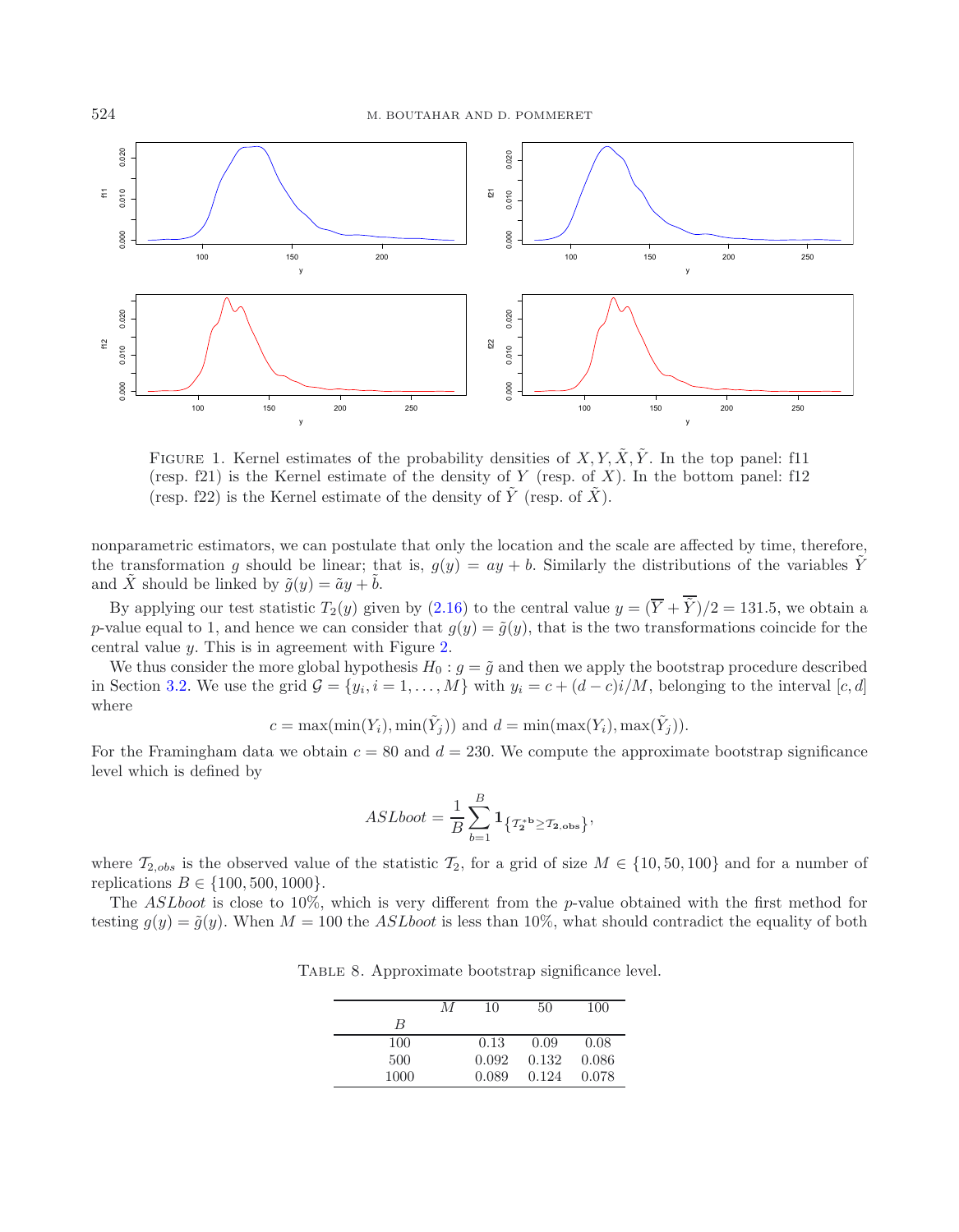FIGURE 1. Kernel estimates of the probability densities of $X, Y, \tilde{X}, \tilde{Y}$. In the top panel: f11 (resp. f21) is the Kernel estimate of the density of $Y$ (resp. of $X$). In the bottom panel: f12 (resp. f22) is the Kernel estimate of the density of $\tilde{Y}$ (resp. of $\tilde{X}$).

nonparametric estimators, we can postulate that only the location and the scale are affected by time, therefore, the transformation $g$ should be linear; that is, $g(y) = ay + b$. Similarly the distributions of the variables $\tilde{Y}$ and $\tilde{X}$ should be linked by $\tilde{g}(y) = \tilde{a}y + \tilde{b}$.

By applying our test statistic $T_2(y)$ given by (2.16) to the central value $y = (\overline{Y} + \overline{\tilde{Y}})/2 = 131.5$, we obtain a $p$-value equal to 1, and hence we can consider that $g(y) = \tilde{g}(y)$, that is the two transformations coincide for the central value $y$. This is in agreement with Figure 2.

We thus consider the more global hypothesis $H_0 : g = \tilde{g}$ and then we apply the bootstrap procedure described in Section 3.2. We use the grid $\mathcal{G} = \{y_i, i = 1, \ldots, M\}$ with $y_i = c + (d - c)i/M$, belonging to the interval $[c, d]$ where

$$c = \max(\min(Y_i), \min(\tilde{Y}_j)) \text{ and } d = \min(\max(Y_i), \max(\tilde{Y}_j)).$$

For the Framingham data we obtain $c = 80$ and $d = 230$. We compute the approximate bootstrap significance level which is defined by

$$ASLboot = \frac{1}{B} \sum_{b=1}^{B} \mathbf{1}_{\{\mathcal{T}_2^{*b} \geq \mathcal{T}_{2,obs}\}},$$

where $\mathcal{T}_{2,obs}$ is the observed value of the statistic $\mathcal{T}_2$, for a grid of size $M \in \{10, 50, 100\}$ and for a number of replications $B \in \{100, 500, 1000\}$.

The *ASLboot* is close to 10%, which is very different from the $p$-value obtained with the first method for testing $g(y) = \tilde{g}(y)$. When $M = 100$ the *ASLboot* is less than 10%, what should contradict the equality of both

TABLE 8. Approximate bootstrap significance level.

| $B$ \ $M$ | 10 | 50 | 100 |
|---|---|---|---|
| 100 | 0.13 | 0.09 | 0.08 |
| 500 | 0.092 | 0.132 | 0.086 |
| 1000 | 0.089 | 0.124 | 0.078 |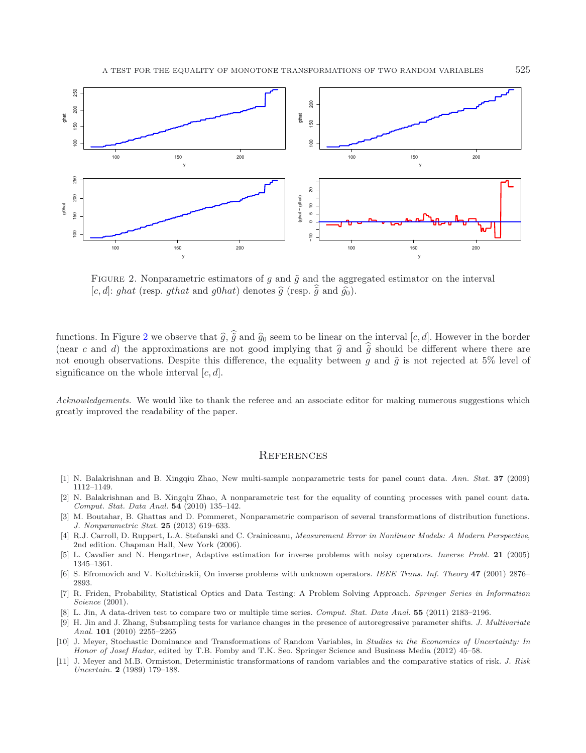FIGURE 2. Nonparametric estimators of $g$ and $\tilde{g}$ and the aggregated estimator on the interval $[c, d]$: *ghat* (resp. *gthat* and *g0hat*) denotes $\widehat{g}$ (resp. $\widehat{\tilde{g}}$ and $\widehat{g_0}$).

functions. In Figure 2 we observe that $\widehat{g}$, $\widehat{\tilde{g}}$ and $\widehat{g}_0$ seem to be linear on the interval $[c, d]$. However in the border (near $c$ and $d$) the approximations are not good implying that $\widehat{g}$ and $\widehat{\tilde{g}}$ should be different where there are not enough observations. Despite this difference, the equality between $g$ and $\tilde{g}$ is not rejected at 5% level of significance on the whole interval $[c, d]$.

*Acknowledgements.* We would like to thank the referee and an associate editor for making numerous suggestions which greatly improved the readability of the paper.

## References

[1] N. Balakrishnan and B. Xingqiu Zhao, New multi-sample nonparametric tests for panel count data. *Ann. Stat.* **37** (2009) 1112–1149.

[2] N. Balakrishnan and B. Xingqiu Zhao, A nonparametric test for the equality of counting processes with panel count data. *Comput. Stat. Data Anal.* **54** (2010) 135–142.

[3] M. Boutahar, B. Ghattas and D. Pommeret, Nonparametric comparison of several transformations of distribution functions. *J. Nonparametric Stat.* **25** (2013) 619–633.

[4] R.J. Carroll, D. Ruppert, L.A. Stefanski and C. Crainiceanu, *Measurement Error in Nonlinear Models: A Modern Perspective*, 2nd edition. Chapman Hall, New York (2006).

[5] L. Cavalier and N. Hengartner, Adaptive estimation for inverse problems with noisy operators. *Inverse Probl.* **21** (2005) 1345–1361.

[6] S. Efromovich and V. Koltchinskii, On inverse problems with unknown operators. *IEEE Trans. Inf. Theory* **47** (2001) 2876–2893.

[7] R. Friden, Probability, Statistical Optics and Data Testing: A Problem Solving Approach. *Springer Series in Information Science* (2001).

[8] L. Jin, A data-driven test to compare two or multiple time series. *Comput. Stat. Data Anal.* **55** (2011) 2183–2196.

[9] H. Jin and J. Zhang, Subsampling tests for variance changes in the presence of autoregressive parameter shifts. *J. Multivariate Anal.* **101** (2010) 2255–2265

[10] J. Meyer, Stochastic Dominance and Transformations of Random Variables, in *Studies in the Economics of Uncertainty: In Honor of Josef Hadar*, edited by T.B. Fomby and T.K. Seo. Springer Science and Business Media (2012) 45–58.

[11] J. Meyer and M.B. Ormiston, Deterministic transformations of random variables and the comparative statics of risk. *J. Risk Uncertain.* **2** (1989) 179–188.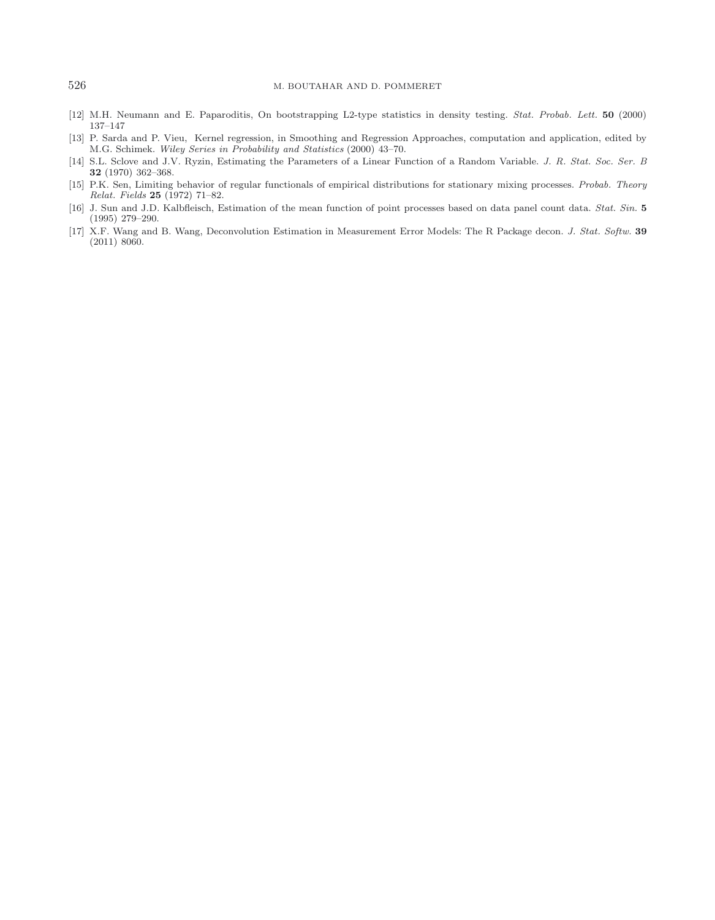[12] M.H. Neumann and E. Paparoditis, On bootstrapping L2-type statistics in density testing. *Stat. Probab. Lett.* **50** (2000) 137–147

[13] P. Sarda and P. Vieu, Kernel regression, in Smoothing and Regression Approaches, computation and application, edited by M.G. Schimek. *Wiley Series in Probability and Statistics* (2000) 43–70.

[14] S.L. Sclove and J.V. Ryzin, Estimating the Parameters of a Linear Function of a Random Variable. *J. R. Stat. Soc. Ser. B* **32** (1970) 362–368.

[15] P.K. Sen, Limiting behavior of regular functionals of empirical distributions for stationary mixing processes. *Probab. Theory Relat. Fields* **25** (1972) 71–82.

[16] J. Sun and J.D. Kalbfleisch, Estimation of the mean function of point processes based on data panel count data. *Stat. Sin.* **5** (1995) 279–290.

[17] X.F. Wang and B. Wang, Deconvolution Estimation in Measurement Error Models: The R Package decon. *J. Stat. Softw.* **39** (2011) 8060.